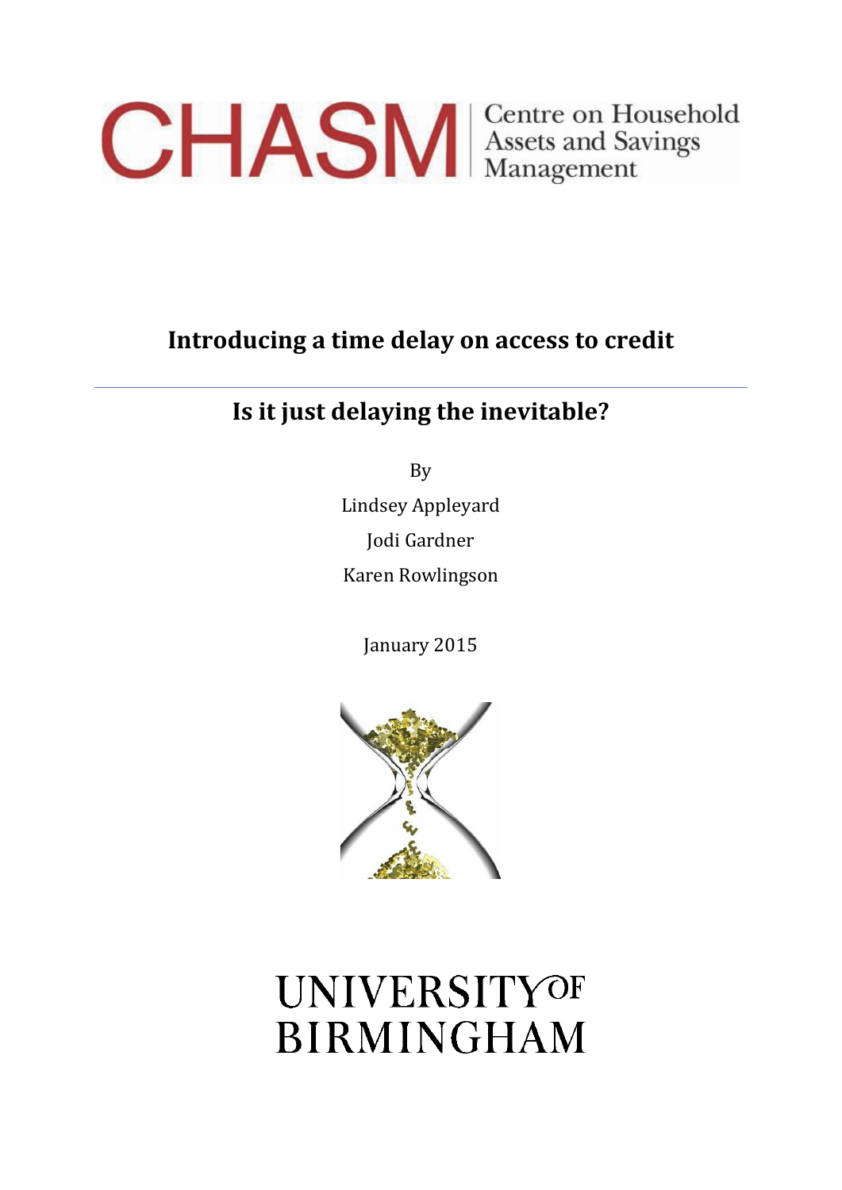CHASM | Centre on Household Assets and Savings Management

# Introducing a time delay on access to credit

## Is it just delaying the inevitable?

By

Lindsey Appleyard

Jodi Gardner

Karen Rowlingson

January 2015

UNIVERSITY OF BIRMINGHAM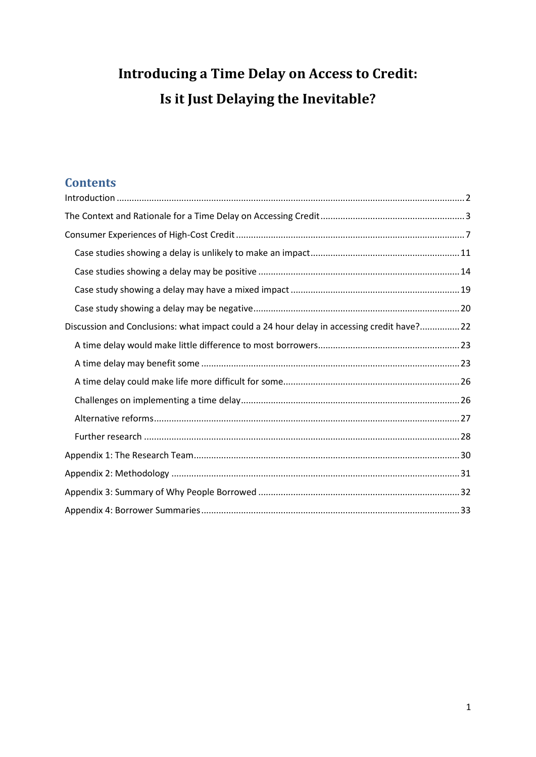# Introducing a Time Delay on Access to Credit:
# Is it Just Delaying the Inevitable?

## Contents

- Introduction ... 2
- The Context and Rationale for a Time Delay on Accessing Credit ... 3
- Consumer Experiences of High-Cost Credit ... 7
  - Case studies showing a delay is unlikely to make an impact ... 11
  - Case studies showing a delay may be positive ... 14
  - Case study showing a delay may have a mixed impact ... 19
  - Case study showing a delay may be negative ... 20
- Discussion and Conclusions: what impact could a 24 hour delay in accessing credit have? ... 22
  - A time delay would make little difference to most borrowers ... 23
  - A time delay may benefit some ... 23
  - A time delay could make life more difficult for some ... 26
  - Challenges on implementing a time delay ... 26
  - Alternative reforms ... 27
  - Further research ... 28
- Appendix 1: The Research Team ... 30
- Appendix 2: Methodology ... 31
- Appendix 3: Summary of Why People Borrowed ... 32
- Appendix 4: Borrower Summaries ... 33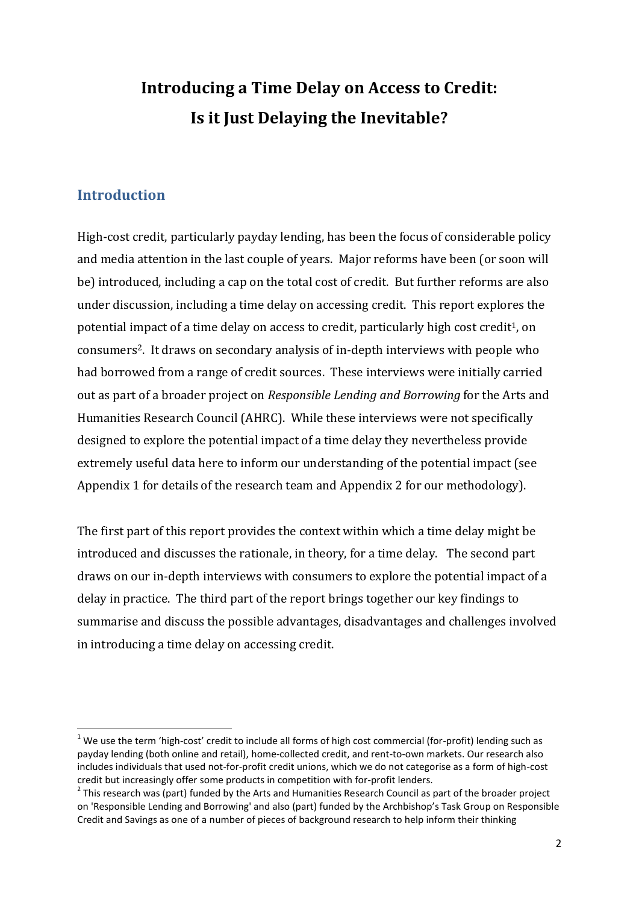# Introducing a Time Delay on Access to Credit: Is it Just Delaying the Inevitable?

## Introduction

High-cost credit, particularly payday lending, has been the focus of considerable policy and media attention in the last couple of years. Major reforms have been (or soon will be) introduced, including a cap on the total cost of credit. But further reforms are also under discussion, including a time delay on accessing credit. This report explores the potential impact of a time delay on access to credit, particularly high cost credit[1], on consumers[2]. It draws on secondary analysis of in-depth interviews with people who had borrowed from a range of credit sources. These interviews were initially carried out as part of a broader project on *Responsible Lending and Borrowing* for the Arts and Humanities Research Council (AHRC). While these interviews were not specifically designed to explore the potential impact of a time delay they nevertheless provide extremely useful data here to inform our understanding of the potential impact (see Appendix 1 for details of the research team and Appendix 2 for our methodology).

The first part of this report provides the context within which a time delay might be introduced and discusses the rationale, in theory, for a time delay. The second part draws on our in-depth interviews with consumers to explore the potential impact of a delay in practice. The third part of the report brings together our key findings to summarise and discuss the possible advantages, disadvantages and challenges involved in introducing a time delay on accessing credit.

---

[1] We use the term 'high-cost' credit to include all forms of high cost commercial (for-profit) lending such as payday lending (both online and retail), home-collected credit, and rent-to-own markets. Our research also includes individuals that used not-for-profit credit unions, which we do not categorise as a form of high-cost credit but increasingly offer some products in competition with for-profit lenders.

[2] This research was (part) funded by the Arts and Humanities Research Council as part of the broader project on 'Responsible Lending and Borrowing' and also (part) funded by the Archbishop's Task Group on Responsible Credit and Savings as one of a number of pieces of background research to help inform their thinking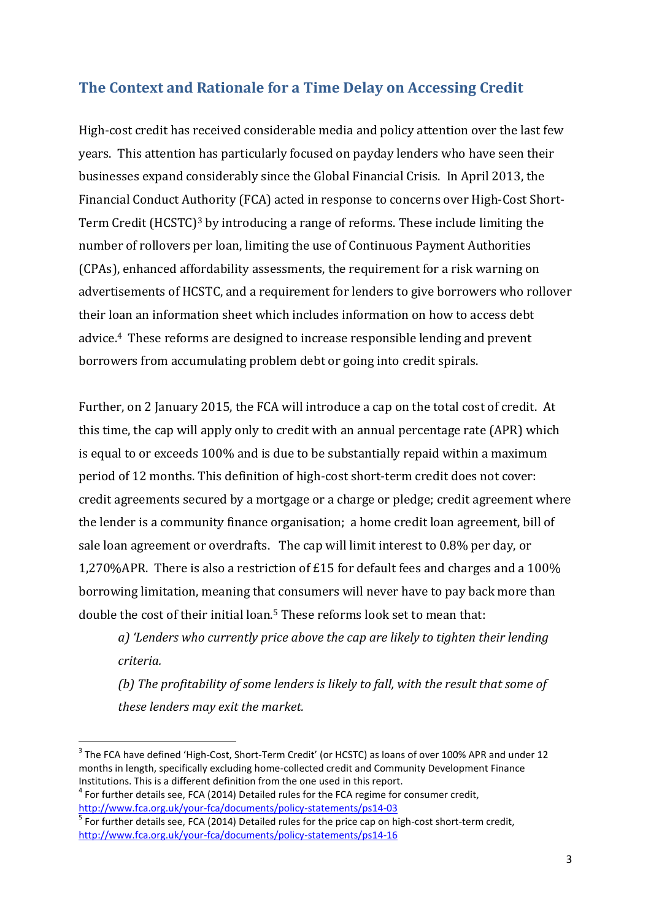## The Context and Rationale for a Time Delay on Accessing Credit

High-cost credit has received considerable media and policy attention over the last few years. This attention has particularly focused on payday lenders who have seen their businesses expand considerably since the Global Financial Crisis. In April 2013, the Financial Conduct Authority (FCA) acted in response to concerns over High-Cost Short-Term Credit (HCSTC)[3] by introducing a range of reforms. These include limiting the number of rollovers per loan, limiting the use of Continuous Payment Authorities (CPAs), enhanced affordability assessments, the requirement for a risk warning on advertisements of HCSTC, and a requirement for lenders to give borrowers who rollover their loan an information sheet which includes information on how to access debt advice.[4] These reforms are designed to increase responsible lending and prevent borrowers from accumulating problem debt or going into credit spirals.

Further, on 2 January 2015, the FCA will introduce a cap on the total cost of credit. At this time, the cap will apply only to credit with an annual percentage rate (APR) which is equal to or exceeds 100% and is due to be substantially repaid within a maximum period of 12 months. This definition of high-cost short-term credit does not cover: credit agreements secured by a mortgage or a charge or pledge; credit agreement where the lender is a community finance organisation; a home credit loan agreement, bill of sale loan agreement or overdrafts. The cap will limit interest to 0.8% per day, or 1,270%APR. There is also a restriction of £15 for default fees and charges and a 100% borrowing limitation, meaning that consumers will never have to pay back more than double the cost of their initial loan.[5] These reforms look set to mean that:

> *a) 'Lenders who currently price above the cap are likely to tighten their lending criteria.*
>
> *(b) The profitability of some lenders is likely to fall, with the result that some of these lenders may exit the market.*

---

[3] The FCA have defined 'High-Cost, Short-Term Credit' (or HCSTC) as loans of over 100% APR and under 12 months in length, specifically excluding home-collected credit and Community Development Finance Institutions. This is a different definition from the one used in this report.

[4] For further details see, FCA (2014) Detailed rules for the FCA regime for consumer credit, http://www.fca.org.uk/your-fca/documents/policy-statements/ps14-03

[5] For further details see, FCA (2014) Detailed rules for the price cap on high-cost short-term credit, http://www.fca.org.uk/your-fca/documents/policy-statements/ps14-16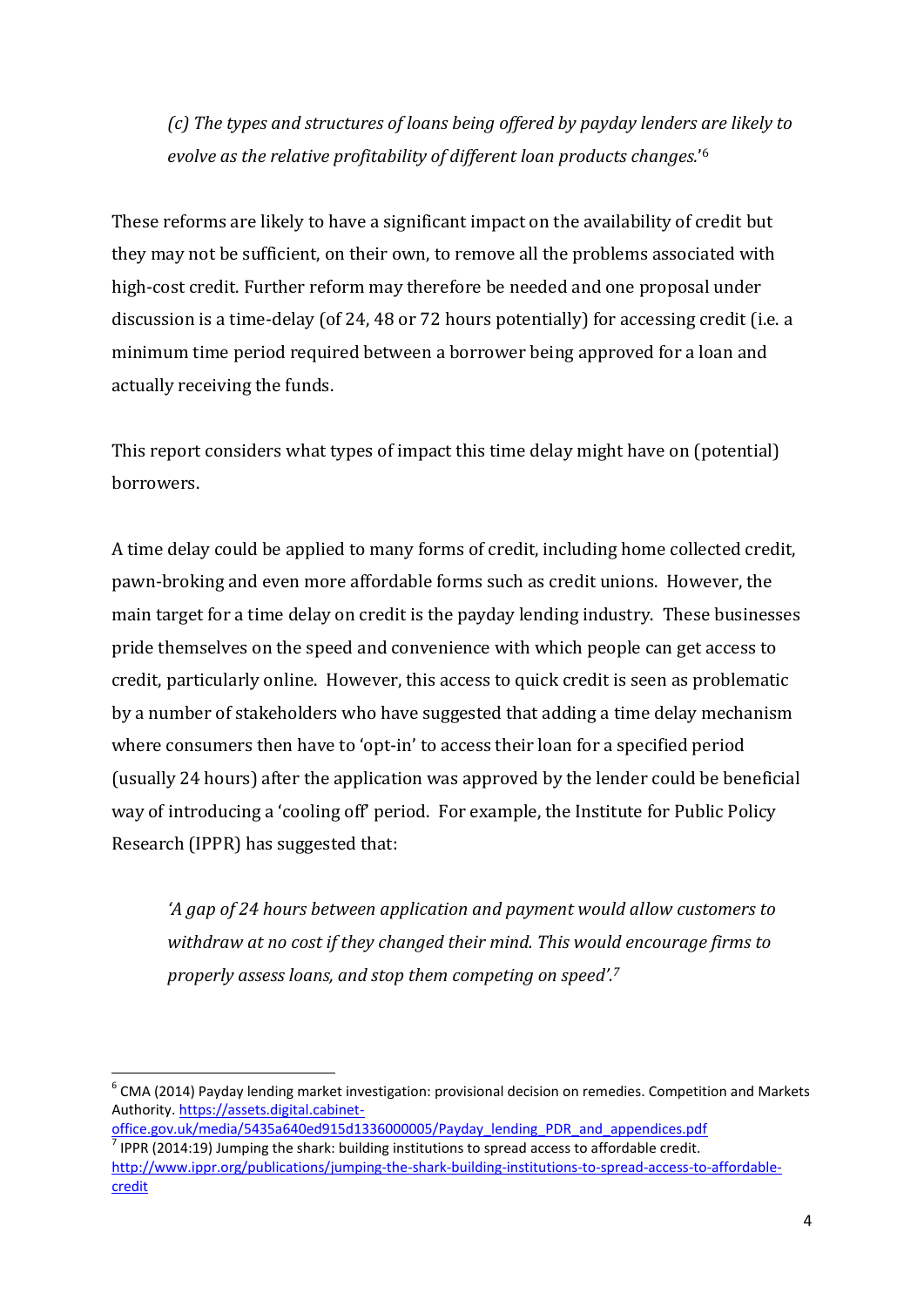> *(c) The types and structures of loans being offered by payday lenders are likely to evolve as the relative profitability of different loan products changes.*'[6]

These reforms are likely to have a significant impact on the availability of credit but they may not be sufficient, on their own, to remove all the problems associated with high-cost credit. Further reform may therefore be needed and one proposal under discussion is a time-delay (of 24, 48 or 72 hours potentially) for accessing credit (i.e. a minimum time period required between a borrower being approved for a loan and actually receiving the funds.

This report considers what types of impact this time delay might have on (potential) borrowers.

A time delay could be applied to many forms of credit, including home collected credit, pawn-broking and even more affordable forms such as credit unions. However, the main target for a time delay on credit is the payday lending industry. These businesses pride themselves on the speed and convenience with which people can get access to credit, particularly online. However, this access to quick credit is seen as problematic by a number of stakeholders who have suggested that adding a time delay mechanism where consumers then have to 'opt-in' to access their loan for a specified period (usually 24 hours) after the application was approved by the lender could be beneficial way of introducing a 'cooling off' period. For example, the Institute for Public Policy Research (IPPR) has suggested that:

> *'A gap of 24 hours between application and payment would allow customers to withdraw at no cost if they changed their mind. This would encourage firms to properly assess loans, and stop them competing on speed'.*[7]

---

[6] CMA (2014) Payday lending market investigation: provisional decision on remedies. Competition and Markets Authority. https://assets.digital.cabinet-office.gov.uk/media/5435a640ed915d1336000005/Payday_lending_PDR_and_appendices.pdf

[7] IPPR (2014:19) Jumping the shark: building institutions to spread access to affordable credit. http://www.ippr.org/publications/jumping-the-shark-building-institutions-to-spread-access-to-affordable-credit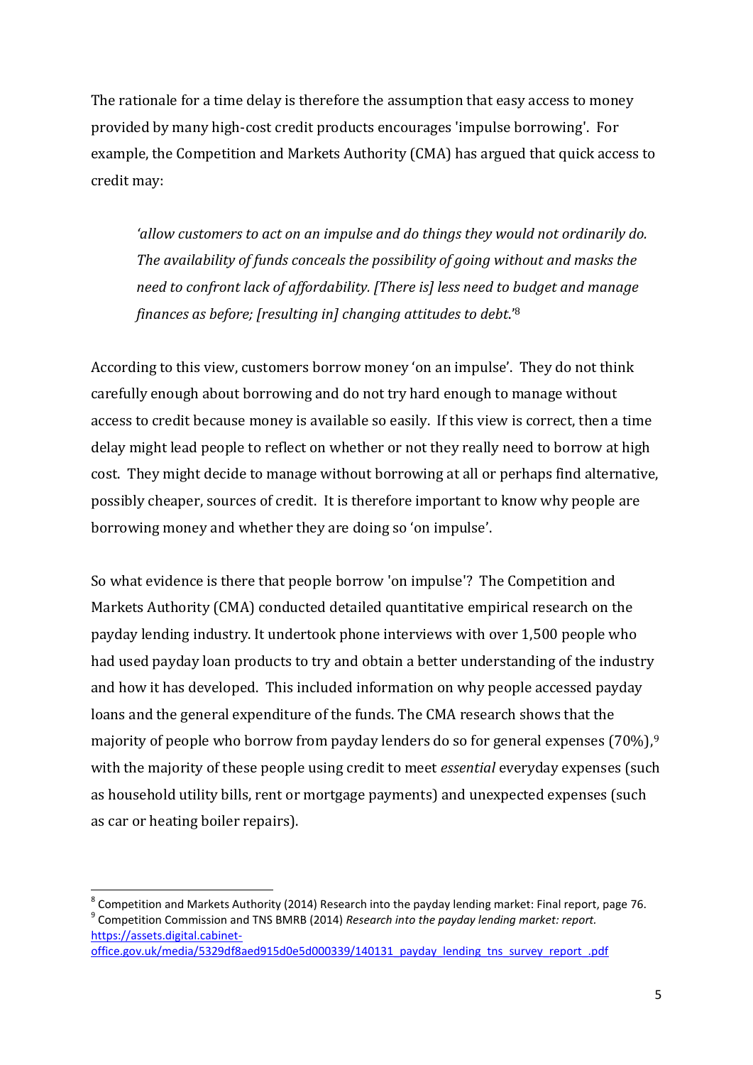The rationale for a time delay is therefore the assumption that easy access to money provided by many high-cost credit products encourages 'impulse borrowing'. For example, the Competition and Markets Authority (CMA) has argued that quick access to credit may:

> *'allow customers to act on an impulse and do things they would not ordinarily do. The availability of funds conceals the possibility of going without and masks the need to confront lack of affordability. [There is] less need to budget and manage finances as before; [resulting in] changing attitudes to debt.'*[8]

According to this view, customers borrow money 'on an impulse'. They do not think carefully enough about borrowing and do not try hard enough to manage without access to credit because money is available so easily. If this view is correct, then a time delay might lead people to reflect on whether or not they really need to borrow at high cost. They might decide to manage without borrowing at all or perhaps find alternative, possibly cheaper, sources of credit. It is therefore important to know why people are borrowing money and whether they are doing so 'on impulse'.

So what evidence is there that people borrow 'on impulse'? The Competition and Markets Authority (CMA) conducted detailed quantitative empirical research on the payday lending industry. It undertook phone interviews with over 1,500 people who had used payday loan products to try and obtain a better understanding of the industry and how it has developed. This included information on why people accessed payday loans and the general expenditure of the funds. The CMA research shows that the majority of people who borrow from payday lenders do so for general expenses (70%),[9] with the majority of these people using credit to meet *essential* everyday expenses (such as household utility bills, rent or mortgage payments) and unexpected expenses (such as car or heating boiler repairs).

---

[8] Competition and Markets Authority (2014) Research into the payday lending market: Final report, page 76.

[9] Competition Commission and TNS BMRB (2014) *Research into the payday lending market: report.* https://assets.digital.cabinet-office.gov.uk/media/5329df8aed915d0e5d000339/140131_payday_lending_tns_survey_report_.pdf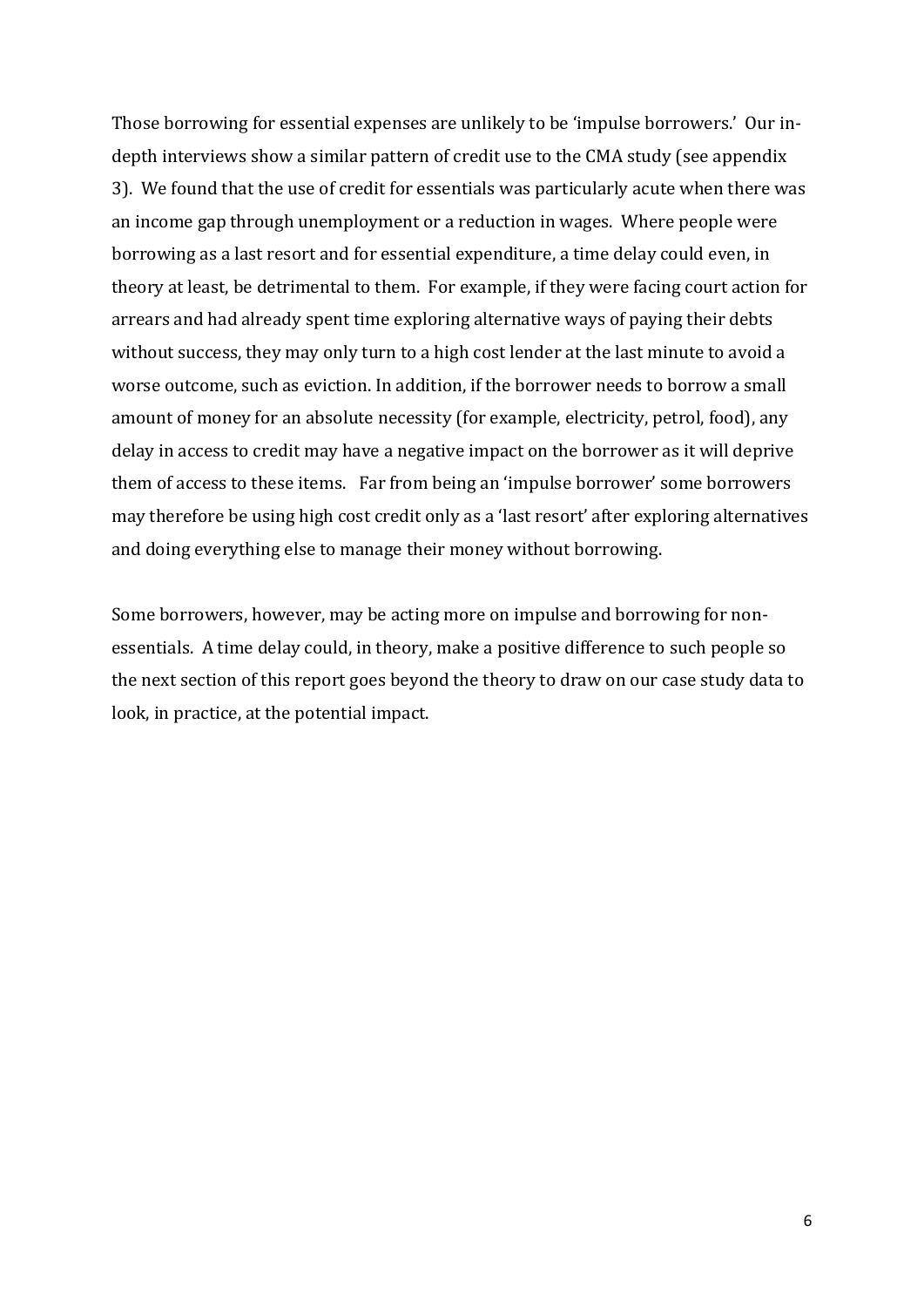Those borrowing for essential expenses are unlikely to be 'impulse borrowers.' Our in-depth interviews show a similar pattern of credit use to the CMA study (see appendix 3). We found that the use of credit for essentials was particularly acute when there was an income gap through unemployment or a reduction in wages. Where people were borrowing as a last resort and for essential expenditure, a time delay could even, in theory at least, be detrimental to them. For example, if they were facing court action for arrears and had already spent time exploring alternative ways of paying their debts without success, they may only turn to a high cost lender at the last minute to avoid a worse outcome, such as eviction. In addition, if the borrower needs to borrow a small amount of money for an absolute necessity (for example, electricity, petrol, food), any delay in access to credit may have a negative impact on the borrower as it will deprive them of access to these items. Far from being an 'impulse borrower' some borrowers may therefore be using high cost credit only as a 'last resort' after exploring alternatives and doing everything else to manage their money without borrowing.

Some borrowers, however, may be acting more on impulse and borrowing for non-essentials. A time delay could, in theory, make a positive difference to such people so the next section of this report goes beyond the theory to draw on our case study data to look, in practice, at the potential impact.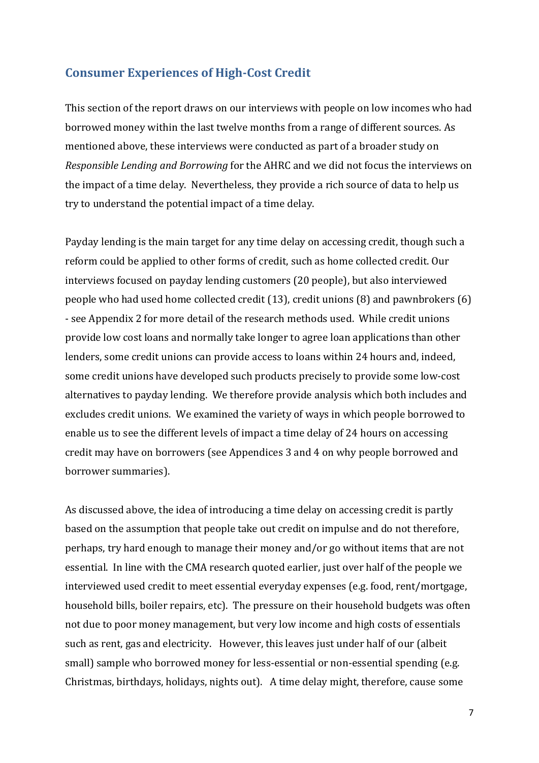## Consumer Experiences of High-Cost Credit

This section of the report draws on our interviews with people on low incomes who had borrowed money within the last twelve months from a range of different sources. As mentioned above, these interviews were conducted as part of a broader study on *Responsible Lending and Borrowing* for the AHRC and we did not focus the interviews on the impact of a time delay. Nevertheless, they provide a rich source of data to help us try to understand the potential impact of a time delay.

Payday lending is the main target for any time delay on accessing credit, though such a reform could be applied to other forms of credit, such as home collected credit. Our interviews focused on payday lending customers (20 people), but also interviewed people who had used home collected credit (13), credit unions (8) and pawnbrokers (6) - see Appendix 2 for more detail of the research methods used. While credit unions provide low cost loans and normally take longer to agree loan applications than other lenders, some credit unions can provide access to loans within 24 hours and, indeed, some credit unions have developed such products precisely to provide some low-cost alternatives to payday lending. We therefore provide analysis which both includes and excludes credit unions. We examined the variety of ways in which people borrowed to enable us to see the different levels of impact a time delay of 24 hours on accessing credit may have on borrowers (see Appendices 3 and 4 on why people borrowed and borrower summaries).

As discussed above, the idea of introducing a time delay on accessing credit is partly based on the assumption that people take out credit on impulse and do not therefore, perhaps, try hard enough to manage their money and/or go without items that are not essential. In line with the CMA research quoted earlier, just over half of the people we interviewed used credit to meet essential everyday expenses (e.g. food, rent/mortgage, household bills, boiler repairs, etc). The pressure on their household budgets was often not due to poor money management, but very low income and high costs of essentials such as rent, gas and electricity. However, this leaves just under half of our (albeit small) sample who borrowed money for less-essential or non-essential spending (e.g. Christmas, birthdays, holidays, nights out). A time delay might, therefore, cause some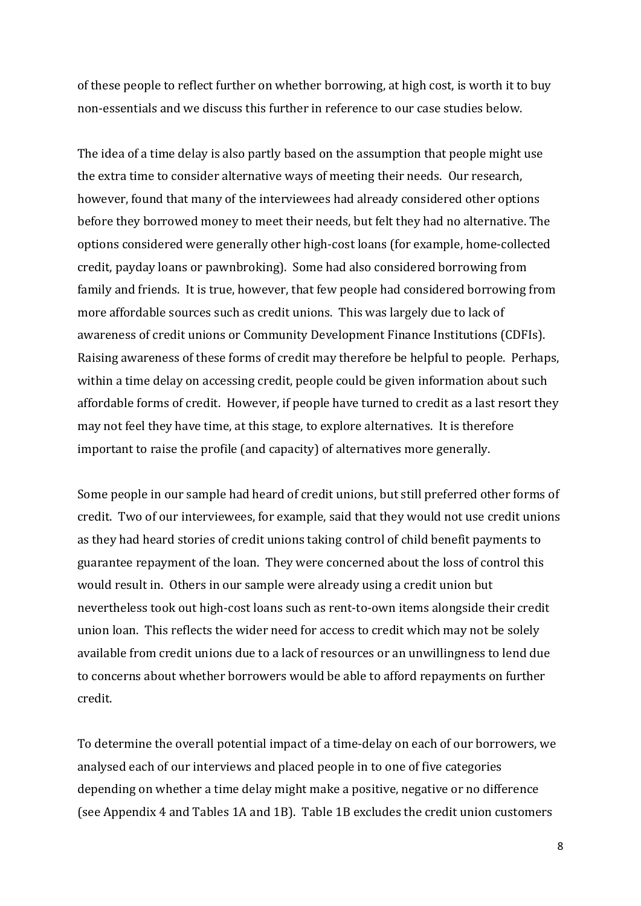of these people to reflect further on whether borrowing, at high cost, is worth it to buy non-essentials and we discuss this further in reference to our case studies below.

The idea of a time delay is also partly based on the assumption that people might use the extra time to consider alternative ways of meeting their needs. Our research, however, found that many of the interviewees had already considered other options before they borrowed money to meet their needs, but felt they had no alternative. The options considered were generally other high-cost loans (for example, home-collected credit, payday loans or pawnbroking). Some had also considered borrowing from family and friends. It is true, however, that few people had considered borrowing from more affordable sources such as credit unions. This was largely due to lack of awareness of credit unions or Community Development Finance Institutions (CDFIs). Raising awareness of these forms of credit may therefore be helpful to people. Perhaps, within a time delay on accessing credit, people could be given information about such affordable forms of credit. However, if people have turned to credit as a last resort they may not feel they have time, at this stage, to explore alternatives. It is therefore important to raise the profile (and capacity) of alternatives more generally.

Some people in our sample had heard of credit unions, but still preferred other forms of credit. Two of our interviewees, for example, said that they would not use credit unions as they had heard stories of credit unions taking control of child benefit payments to guarantee repayment of the loan. They were concerned about the loss of control this would result in. Others in our sample were already using a credit union but nevertheless took out high-cost loans such as rent-to-own items alongside their credit union loan. This reflects the wider need for access to credit which may not be solely available from credit unions due to a lack of resources or an unwillingness to lend due to concerns about whether borrowers would be able to afford repayments on further credit.

To determine the overall potential impact of a time-delay on each of our borrowers, we analysed each of our interviews and placed people in to one of five categories depending on whether a time delay might make a positive, negative or no difference (see Appendix 4 and Tables 1A and 1B). Table 1B excludes the credit union customers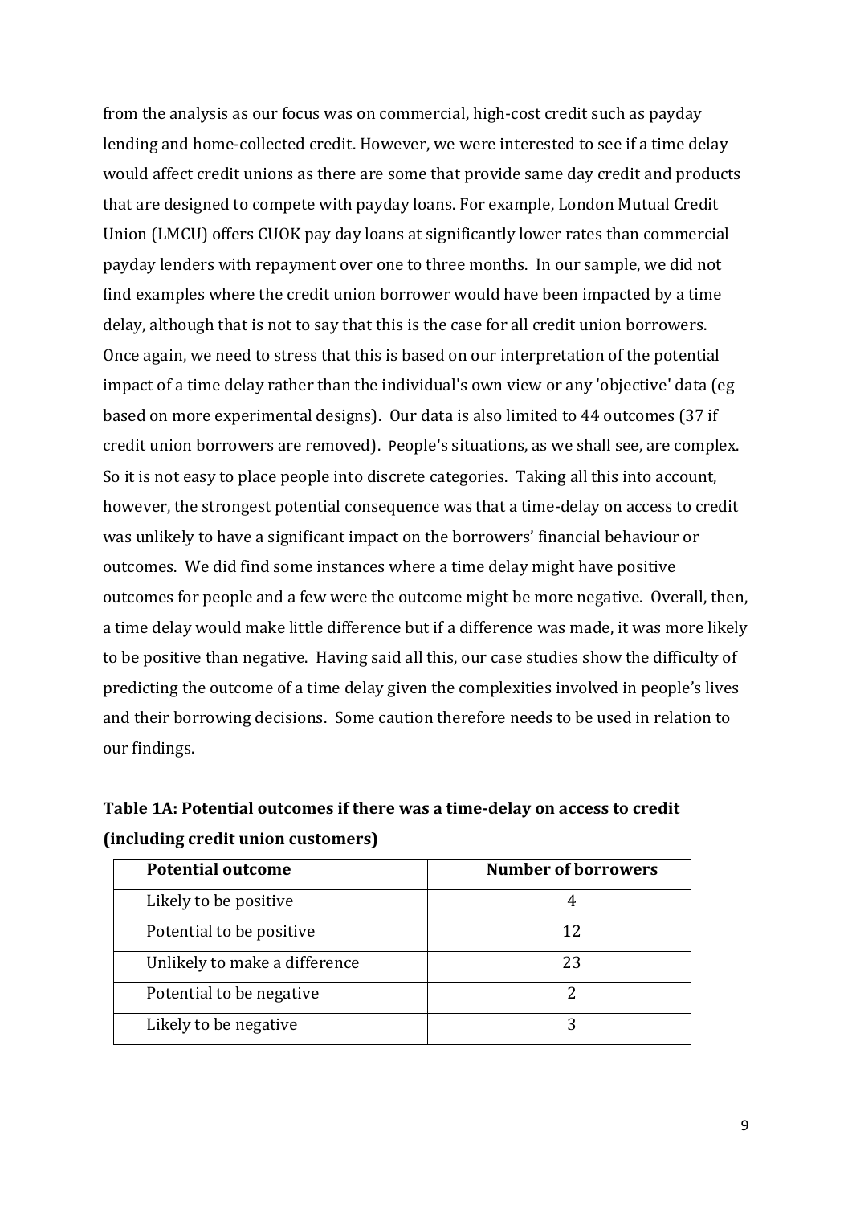from the analysis as our focus was on commercial, high-cost credit such as payday lending and home-collected credit. However, we were interested to see if a time delay would affect credit unions as there are some that provide same day credit and products that are designed to compete with payday loans. For example, London Mutual Credit Union (LMCU) offers CUOK pay day loans at significantly lower rates than commercial payday lenders with repayment over one to three months. In our sample, we did not find examples where the credit union borrower would have been impacted by a time delay, although that is not to say that this is the case for all credit union borrowers. Once again, we need to stress that this is based on our interpretation of the potential impact of a time delay rather than the individual's own view or any 'objective' data (eg based on more experimental designs). Our data is also limited to 44 outcomes (37 if credit union borrowers are removed). People's situations, as we shall see, are complex. So it is not easy to place people into discrete categories. Taking all this into account, however, the strongest potential consequence was that a time-delay on access to credit was unlikely to have a significant impact on the borrowers' financial behaviour or outcomes. We did find some instances where a time delay might have positive outcomes for people and a few were the outcome might be more negative. Overall, then, a time delay would make little difference but if a difference was made, it was more likely to be positive than negative. Having said all this, our case studies show the difficulty of predicting the outcome of a time delay given the complexities involved in people's lives and their borrowing decisions. Some caution therefore needs to be used in relation to our findings.

**Table 1A: Potential outcomes if there was a time-delay on access to credit (including credit union customers)**

| Potential outcome | Number of borrowers |
|---|---|
| Likely to be positive | 4 |
| Potential to be positive | 12 |
| Unlikely to make a difference | 23 |
| Potential to be negative | 2 |
| Likely to be negative | 3 |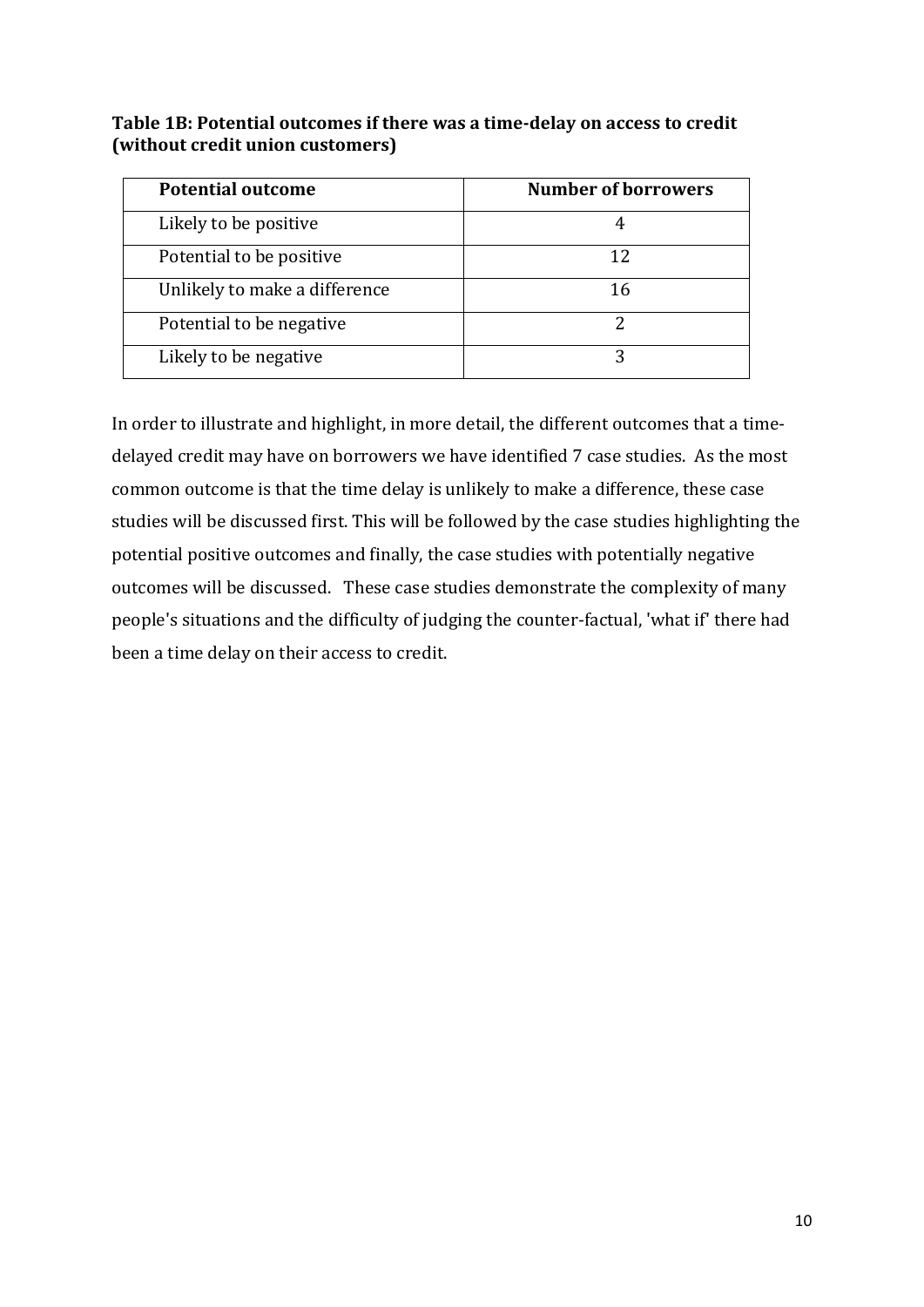**Table 1B: Potential outcomes if there was a time-delay on access to credit (without credit union customers)**

| Potential outcome | Number of borrowers |
| --- | --- |
| Likely to be positive | 4 |
| Potential to be positive | 12 |
| Unlikely to make a difference | 16 |
| Potential to be negative | 2 |
| Likely to be negative | 3 |

In order to illustrate and highlight, in more detail, the different outcomes that a time-delayed credit may have on borrowers we have identified 7 case studies. As the most common outcome is that the time delay is unlikely to make a difference, these case studies will be discussed first. This will be followed by the case studies highlighting the potential positive outcomes and finally, the case studies with potentially negative outcomes will be discussed. These case studies demonstrate the complexity of many people's situations and the difficulty of judging the counter-factual, 'what if' there had been a time delay on their access to credit.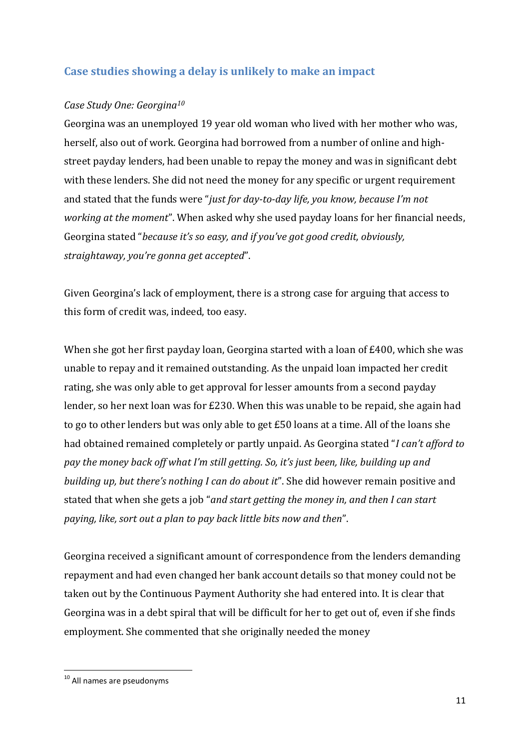## Case studies showing a delay is unlikely to make an impact

*Case Study One: Georgina*[10]

Georgina was an unemployed 19 year old woman who lived with her mother who was, herself, also out of work. Georgina had borrowed from a number of online and high-street payday lenders, had been unable to repay the money and was in significant debt with these lenders. She did not need the money for any specific or urgent requirement and stated that the funds were "*just for day-to-day life, you know, because I'm not working at the moment*". When asked why she used payday loans for her financial needs, Georgina stated "*because it's so easy, and if you've got good credit, obviously, straightaway, you're gonna get accepted*".

Given Georgina's lack of employment, there is a strong case for arguing that access to this form of credit was, indeed, too easy.

When she got her first payday loan, Georgina started with a loan of £400, which she was unable to repay and it remained outstanding. As the unpaid loan impacted her credit rating, she was only able to get approval for lesser amounts from a second payday lender, so her next loan was for £230. When this was unable to be repaid, she again had to go to other lenders but was only able to get £50 loans at a time. All of the loans she had obtained remained completely or partly unpaid. As Georgina stated "*I can't afford to pay the money back off what I'm still getting. So, it's just been, like, building up and building up, but there's nothing I can do about it*". She did however remain positive and stated that when she gets a job "*and start getting the money in, and then I can start paying, like, sort out a plan to pay back little bits now and then*".

Georgina received a significant amount of correspondence from the lenders demanding repayment and had even changed her bank account details so that money could not be taken out by the Continuous Payment Authority she had entered into. It is clear that Georgina was in a debt spiral that will be difficult for her to get out of, even if she finds employment. She commented that she originally needed the money

[10] All names are pseudonyms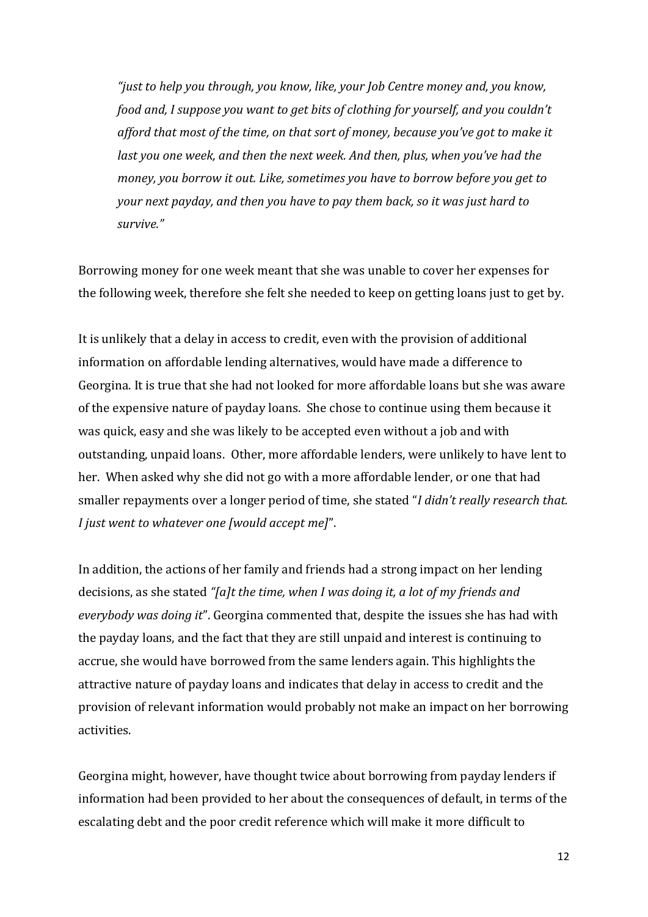*"just to help you through, you know, like, your Job Centre money and, you know, food and, I suppose you want to get bits of clothing for yourself, and you couldn't afford that most of the time, on that sort of money, because you've got to make it last you one week, and then the next week. And then, plus, when you've had the money, you borrow it out. Like, sometimes you have to borrow before you get to your next payday, and then you have to pay them back, so it was just hard to survive."*

Borrowing money for one week meant that she was unable to cover her expenses for the following week, therefore she felt she needed to keep on getting loans just to get by.

It is unlikely that a delay in access to credit, even with the provision of additional information on affordable lending alternatives, would have made a difference to Georgina. It is true that she had not looked for more affordable loans but she was aware of the expensive nature of payday loans. She chose to continue using them because it was quick, easy and she was likely to be accepted even without a job and with outstanding, unpaid loans. Other, more affordable lenders, were unlikely to have lent to her. When asked why she did not go with a more affordable lender, or one that had smaller repayments over a longer period of time, she stated "*I didn't really research that. I just went to whatever one [would accept me]*".

In addition, the actions of her family and friends had a strong impact on her lending decisions, as she stated *"[a]t the time, when I was doing it, a lot of my friends and everybody was doing it*". Georgina commented that, despite the issues she has had with the payday loans, and the fact that they are still unpaid and interest is continuing to accrue, she would have borrowed from the same lenders again. This highlights the attractive nature of payday loans and indicates that delay in access to credit and the provision of relevant information would probably not make an impact on her borrowing activities.

Georgina might, however, have thought twice about borrowing from payday lenders if information had been provided to her about the consequences of default, in terms of the escalating debt and the poor credit reference which will make it more difficult to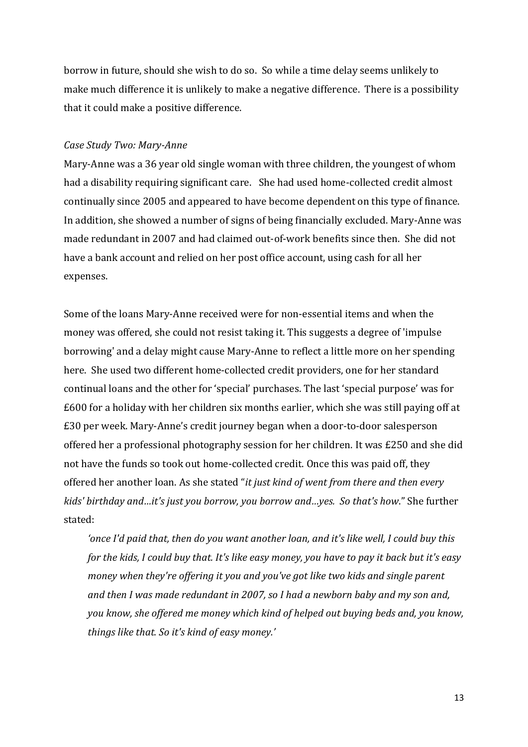borrow in future, should she wish to do so. So while a time delay seems unlikely to make much difference it is unlikely to make a negative difference. There is a possibility that it could make a positive difference.

*Case Study Two: Mary-Anne*

Mary-Anne was a 36 year old single woman with three children, the youngest of whom had a disability requiring significant care. She had used home-collected credit almost continually since 2005 and appeared to have become dependent on this type of finance. In addition, she showed a number of signs of being financially excluded. Mary-Anne was made redundant in 2007 and had claimed out-of-work benefits since then. She did not have a bank account and relied on her post office account, using cash for all her expenses.

Some of the loans Mary-Anne received were for non-essential items and when the money was offered, she could not resist taking it. This suggests a degree of 'impulse borrowing' and a delay might cause Mary-Anne to reflect a little more on her spending here. She used two different home-collected credit providers, one for her standard continual loans and the other for 'special' purchases. The last 'special purpose' was for £600 for a holiday with her children six months earlier, which she was still paying off at £30 per week. Mary-Anne's credit journey began when a door-to-door salesperson offered her a professional photography session for her children. It was £250 and she did not have the funds so took out home-collected credit. Once this was paid off, they offered her another loan. As she stated "*it just kind of went from there and then every kids' birthday and…it's just you borrow, you borrow and…yes. So that's how*." She further stated:

> *'once I'd paid that, then do you want another loan, and it's like well, I could buy this for the kids, I could buy that. It's like easy money, you have to pay it back but it's easy money when they're offering it you and you've got like two kids and single parent and then I was made redundant in 2007, so I had a newborn baby and my son and, you know, she offered me money which kind of helped out buying beds and, you know, things like that. So it's kind of easy money.'*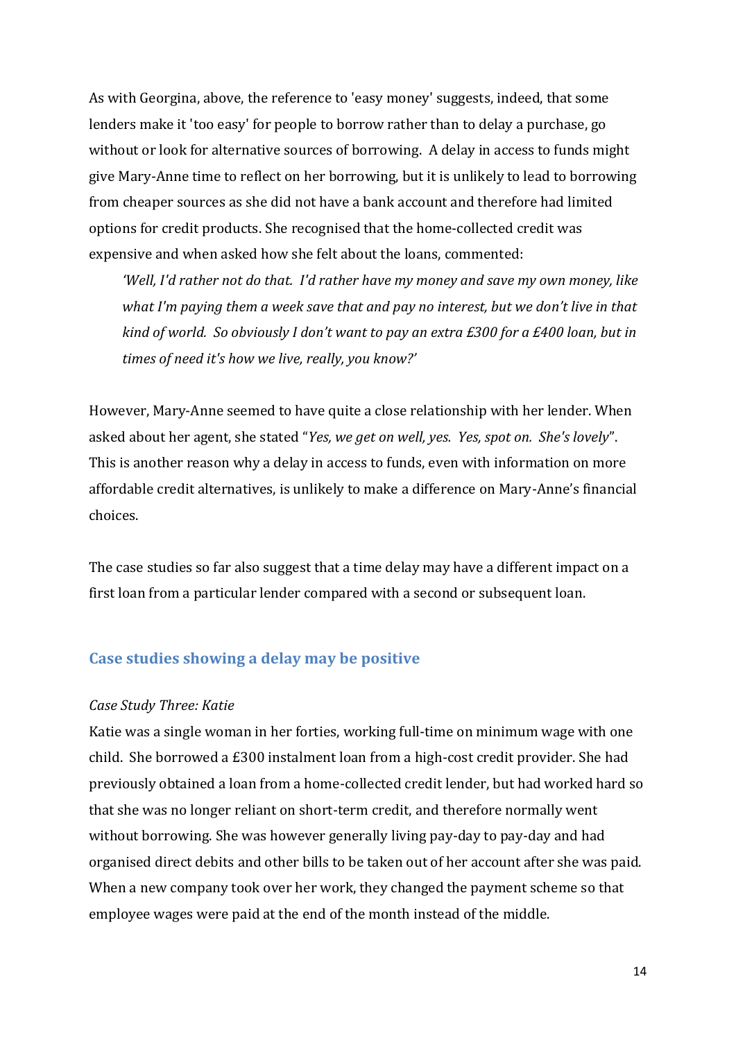As with Georgina, above, the reference to 'easy money' suggests, indeed, that some lenders make it 'too easy' for people to borrow rather than to delay a purchase, go without or look for alternative sources of borrowing. A delay in access to funds might give Mary-Anne time to reflect on her borrowing, but it is unlikely to lead to borrowing from cheaper sources as she did not have a bank account and therefore had limited options for credit products. She recognised that the home-collected credit was expensive and when asked how she felt about the loans, commented:

> *'Well, I'd rather not do that. I'd rather have my money and save my own money, like what I'm paying them a week save that and pay no interest, but we don't live in that kind of world. So obviously I don't want to pay an extra £300 for a £400 loan, but in times of need it's how we live, really, you know?'*

However, Mary-Anne seemed to have quite a close relationship with her lender. When asked about her agent, she stated "*Yes, we get on well, yes. Yes, spot on. She's lovely*". This is another reason why a delay in access to funds, even with information on more affordable credit alternatives, is unlikely to make a difference on Mary-Anne's financial choices.

The case studies so far also suggest that a time delay may have a different impact on a first loan from a particular lender compared with a second or subsequent loan.

## Case studies showing a delay may be positive

*Case Study Three: Katie*

Katie was a single woman in her forties, working full-time on minimum wage with one child. She borrowed a £300 instalment loan from a high-cost credit provider. She had previously obtained a loan from a home-collected credit lender, but had worked hard so that she was no longer reliant on short-term credit, and therefore normally went without borrowing. She was however generally living pay-day to pay-day and had organised direct debits and other bills to be taken out of her account after she was paid. When a new company took over her work, they changed the payment scheme so that employee wages were paid at the end of the month instead of the middle.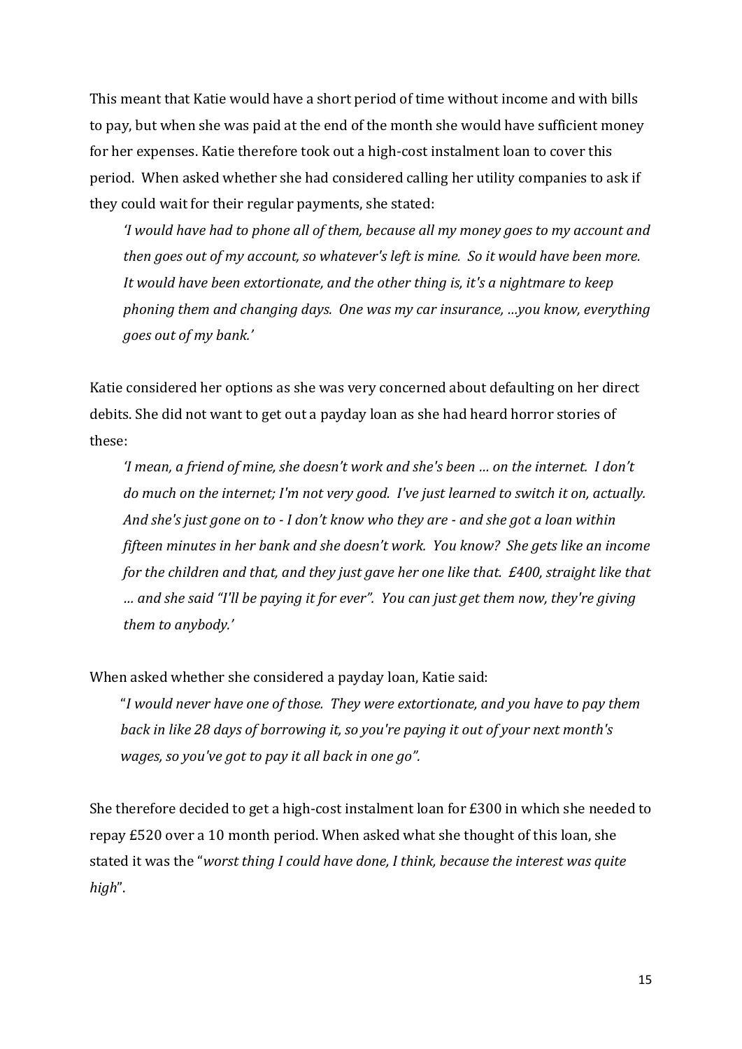This meant that Katie would have a short period of time without income and with bills to pay, but when she was paid at the end of the month she would have sufficient money for her expenses. Katie therefore took out a high-cost instalment loan to cover this period. When asked whether she had considered calling her utility companies to ask if they could wait for their regular payments, she stated:

> *'I would have had to phone all of them, because all my money goes to my account and then goes out of my account, so whatever's left is mine. So it would have been more. It would have been extortionate, and the other thing is, it's a nightmare to keep phoning them and changing days. One was my car insurance, …you know, everything goes out of my bank.'*

Katie considered her options as she was very concerned about defaulting on her direct debits. She did not want to get out a payday loan as she had heard horror stories of these:

> *'I mean, a friend of mine, she doesn't work and she's been … on the internet. I don't do much on the internet; I'm not very good. I've just learned to switch it on, actually. And she's just gone on to - I don't know who they are - and she got a loan within fifteen minutes in her bank and she doesn't work. You know? She gets like an income for the children and that, and they just gave her one like that. £400, straight like that … and she said "I'll be paying it for ever". You can just get them now, they're giving them to anybody.'*

When asked whether she considered a payday loan, Katie said:

> "*I would never have one of those. They were extortionate, and you have to pay them back in like 28 days of borrowing it, so you're paying it out of your next month's wages, so you've got to pay it all back in one go".*

She therefore decided to get a high-cost instalment loan for £300 in which she needed to repay £520 over a 10 month period. When asked what she thought of this loan, she stated it was the "*worst thing I could have done, I think, because the interest was quite high*".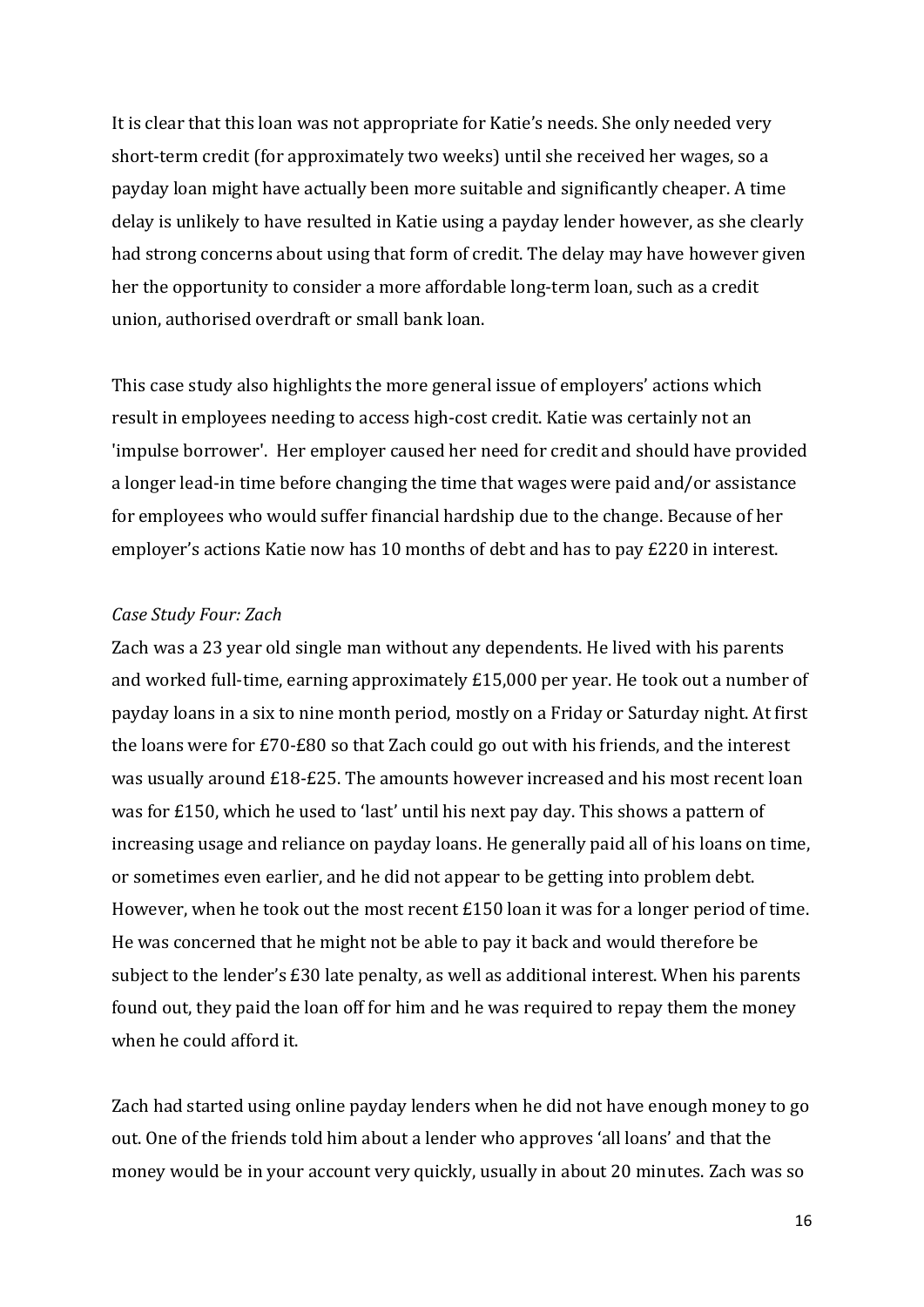It is clear that this loan was not appropriate for Katie's needs. She only needed very short-term credit (for approximately two weeks) until she received her wages, so a payday loan might have actually been more suitable and significantly cheaper. A time delay is unlikely to have resulted in Katie using a payday lender however, as she clearly had strong concerns about using that form of credit. The delay may have however given her the opportunity to consider a more affordable long-term loan, such as a credit union, authorised overdraft or small bank loan.

This case study also highlights the more general issue of employers' actions which result in employees needing to access high-cost credit. Katie was certainly not an 'impulse borrower'. Her employer caused her need for credit and should have provided a longer lead-in time before changing the time that wages were paid and/or assistance for employees who would suffer financial hardship due to the change. Because of her employer's actions Katie now has 10 months of debt and has to pay £220 in interest.

*Case Study Four: Zach*

Zach was a 23 year old single man without any dependents. He lived with his parents and worked full-time, earning approximately £15,000 per year. He took out a number of payday loans in a six to nine month period, mostly on a Friday or Saturday night. At first the loans were for £70-£80 so that Zach could go out with his friends, and the interest was usually around £18-£25. The amounts however increased and his most recent loan was for £150, which he used to 'last' until his next pay day. This shows a pattern of increasing usage and reliance on payday loans. He generally paid all of his loans on time, or sometimes even earlier, and he did not appear to be getting into problem debt. However, when he took out the most recent £150 loan it was for a longer period of time. He was concerned that he might not be able to pay it back and would therefore be subject to the lender's £30 late penalty, as well as additional interest. When his parents found out, they paid the loan off for him and he was required to repay them the money when he could afford it.

Zach had started using online payday lenders when he did not have enough money to go out. One of the friends told him about a lender who approves 'all loans' and that the money would be in your account very quickly, usually in about 20 minutes. Zach was so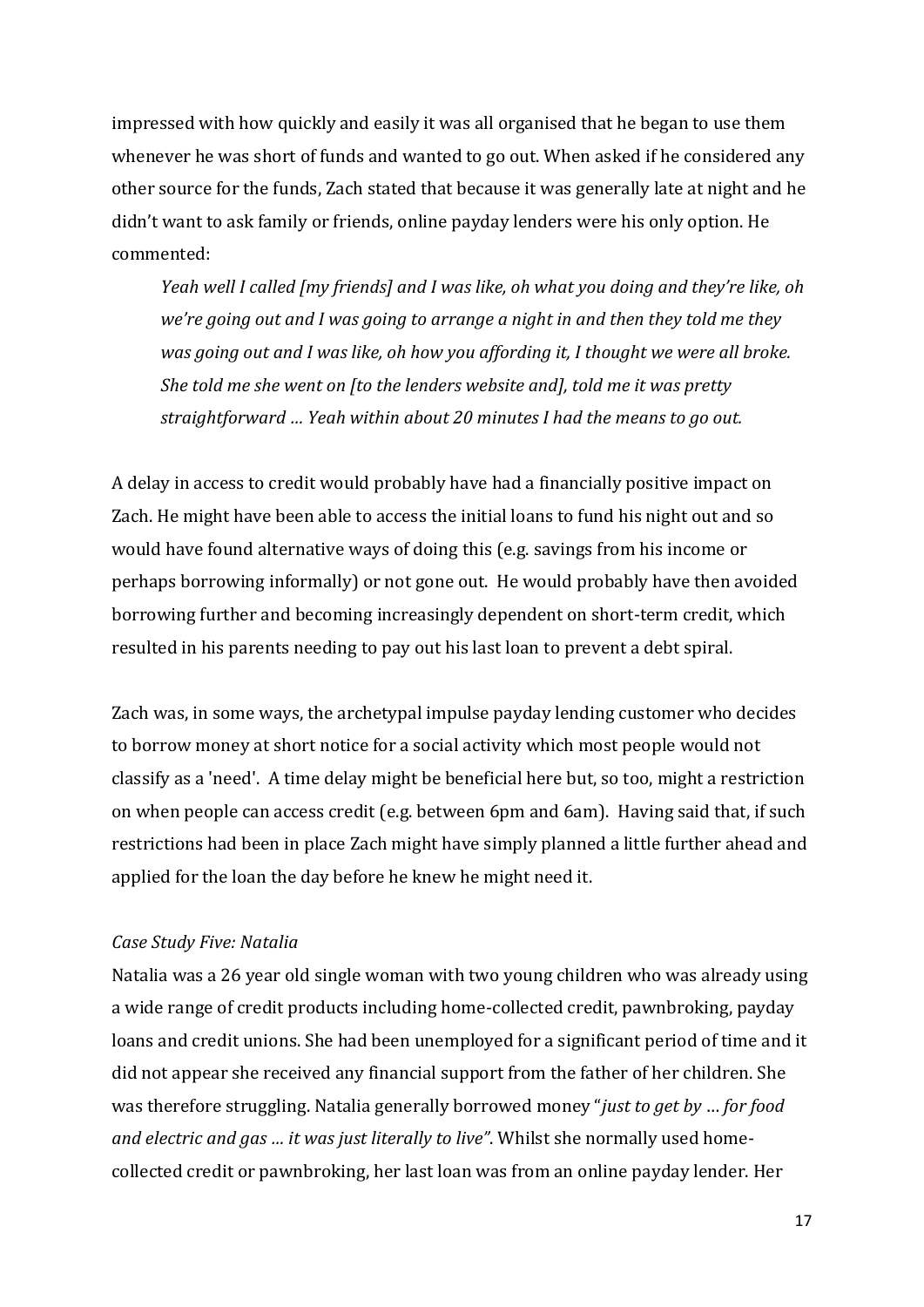impressed with how quickly and easily it was all organised that he began to use them whenever he was short of funds and wanted to go out. When asked if he considered any other source for the funds, Zach stated that because it was generally late at night and he didn't want to ask family or friends, online payday lenders were his only option. He commented:

> *Yeah well I called [my friends] and I was like, oh what you doing and they're like, oh we're going out and I was going to arrange a night in and then they told me they was going out and I was like, oh how you affording it, I thought we were all broke. She told me she went on [to the lenders website and], told me it was pretty straightforward … Yeah within about 20 minutes I had the means to go out.*

A delay in access to credit would probably have had a financially positive impact on Zach. He might have been able to access the initial loans to fund his night out and so would have found alternative ways of doing this (e.g. savings from his income or perhaps borrowing informally) or not gone out. He would probably have then avoided borrowing further and becoming increasingly dependent on short-term credit, which resulted in his parents needing to pay out his last loan to prevent a debt spiral.

Zach was, in some ways, the archetypal impulse payday lending customer who decides to borrow money at short notice for a social activity which most people would not classify as a 'need'. A time delay might be beneficial here but, so too, might a restriction on when people can access credit (e.g. between 6pm and 6am). Having said that, if such restrictions had been in place Zach might have simply planned a little further ahead and applied for the loan the day before he knew he might need it.

*Case Study Five: Natalia*

Natalia was a 26 year old single woman with two young children who was already using a wide range of credit products including home-collected credit, pawnbroking, payday loans and credit unions. She had been unemployed for a significant period of time and it did not appear she received any financial support from the father of her children. She was therefore struggling. Natalia generally borrowed money "*just to get by … for food and electric and gas … it was just literally to live"*. Whilst she normally used home-collected credit or pawnbroking, her last loan was from an online payday lender. Her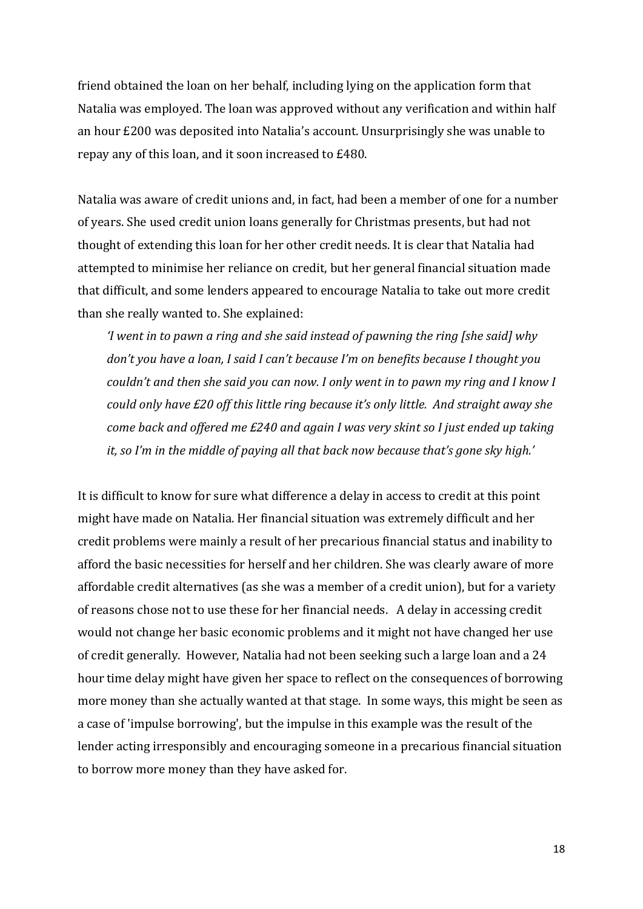friend obtained the loan on her behalf, including lying on the application form that Natalia was employed. The loan was approved without any verification and within half an hour £200 was deposited into Natalia's account. Unsurprisingly she was unable to repay any of this loan, and it soon increased to £480.

Natalia was aware of credit unions and, in fact, had been a member of one for a number of years. She used credit union loans generally for Christmas presents, but had not thought of extending this loan for her other credit needs. It is clear that Natalia had attempted to minimise her reliance on credit, but her general financial situation made that difficult, and some lenders appeared to encourage Natalia to take out more credit than she really wanted to. She explained:

> *'I went in to pawn a ring and she said instead of pawning the ring [she said] why don't you have a loan, I said I can't because I'm on benefits because I thought you couldn't and then she said you can now. I only went in to pawn my ring and I know I could only have £20 off this little ring because it's only little. And straight away she come back and offered me £240 and again I was very skint so I just ended up taking it, so I'm in the middle of paying all that back now because that's gone sky high.'*

It is difficult to know for sure what difference a delay in access to credit at this point might have made on Natalia. Her financial situation was extremely difficult and her credit problems were mainly a result of her precarious financial status and inability to afford the basic necessities for herself and her children. She was clearly aware of more affordable credit alternatives (as she was a member of a credit union), but for a variety of reasons chose not to use these for her financial needs. A delay in accessing credit would not change her basic economic problems and it might not have changed her use of credit generally. However, Natalia had not been seeking such a large loan and a 24 hour time delay might have given her space to reflect on the consequences of borrowing more money than she actually wanted at that stage. In some ways, this might be seen as a case of 'impulse borrowing', but the impulse in this example was the result of the lender acting irresponsibly and encouraging someone in a precarious financial situation to borrow more money than they have asked for.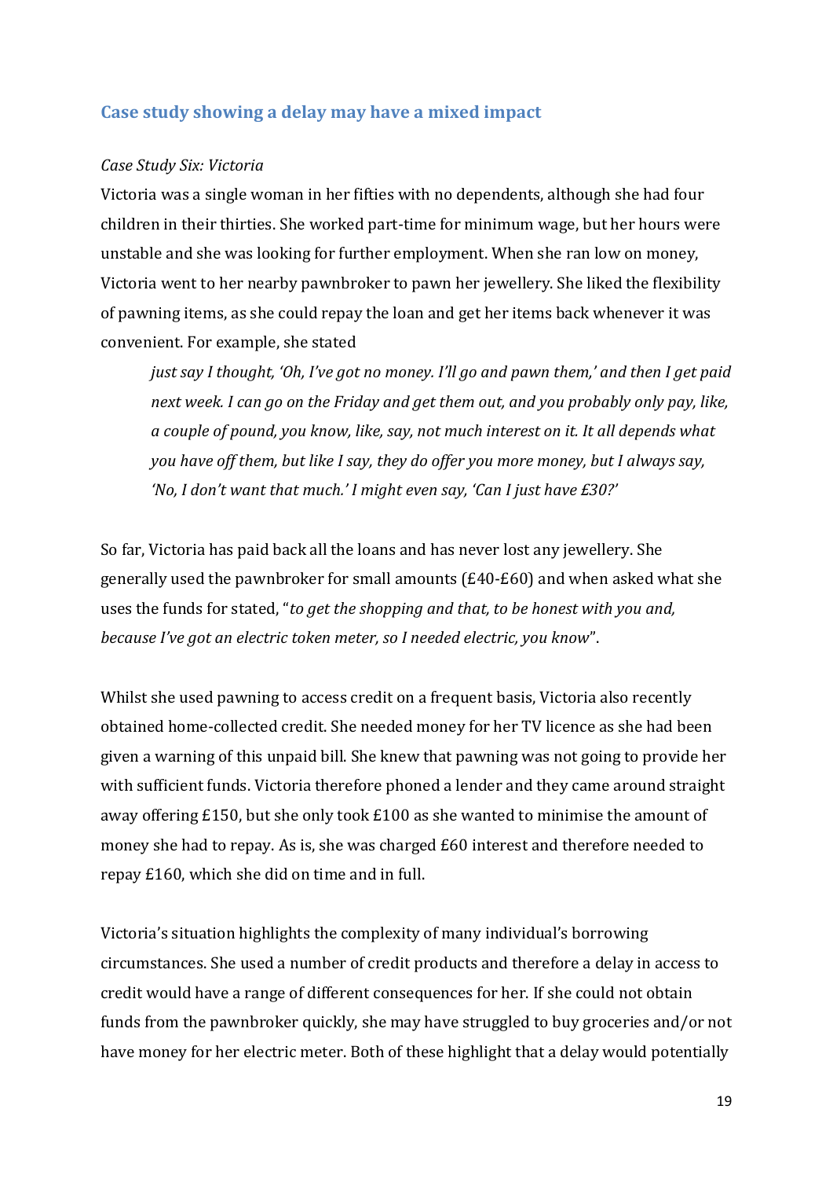## Case study showing a delay may have a mixed impact

*Case Study Six: Victoria*

Victoria was a single woman in her fifties with no dependents, although she had four children in their thirties. She worked part-time for minimum wage, but her hours were unstable and she was looking for further employment. When she ran low on money, Victoria went to her nearby pawnbroker to pawn her jewellery. She liked the flexibility of pawning items, as she could repay the loan and get her items back whenever it was convenient. For example, she stated

> *just say I thought, 'Oh, I've got no money. I'll go and pawn them,' and then I get paid next week. I can go on the Friday and get them out, and you probably only pay, like, a couple of pound, you know, like, say, not much interest on it. It all depends what you have off them, but like I say, they do offer you more money, but I always say, 'No, I don't want that much.' I might even say, 'Can I just have £30?'*

So far, Victoria has paid back all the loans and has never lost any jewellery. She generally used the pawnbroker for small amounts (£40-£60) and when asked what she uses the funds for stated, "*to get the shopping and that, to be honest with you and, because I've got an electric token meter, so I needed electric, you know*".

Whilst she used pawning to access credit on a frequent basis, Victoria also recently obtained home-collected credit. She needed money for her TV licence as she had been given a warning of this unpaid bill. She knew that pawning was not going to provide her with sufficient funds. Victoria therefore phoned a lender and they came around straight away offering £150, but she only took £100 as she wanted to minimise the amount of money she had to repay. As is, she was charged £60 interest and therefore needed to repay £160, which she did on time and in full.

Victoria's situation highlights the complexity of many individual's borrowing circumstances. She used a number of credit products and therefore a delay in access to credit would have a range of different consequences for her. If she could not obtain funds from the pawnbroker quickly, she may have struggled to buy groceries and/or not have money for her electric meter. Both of these highlight that a delay would potentially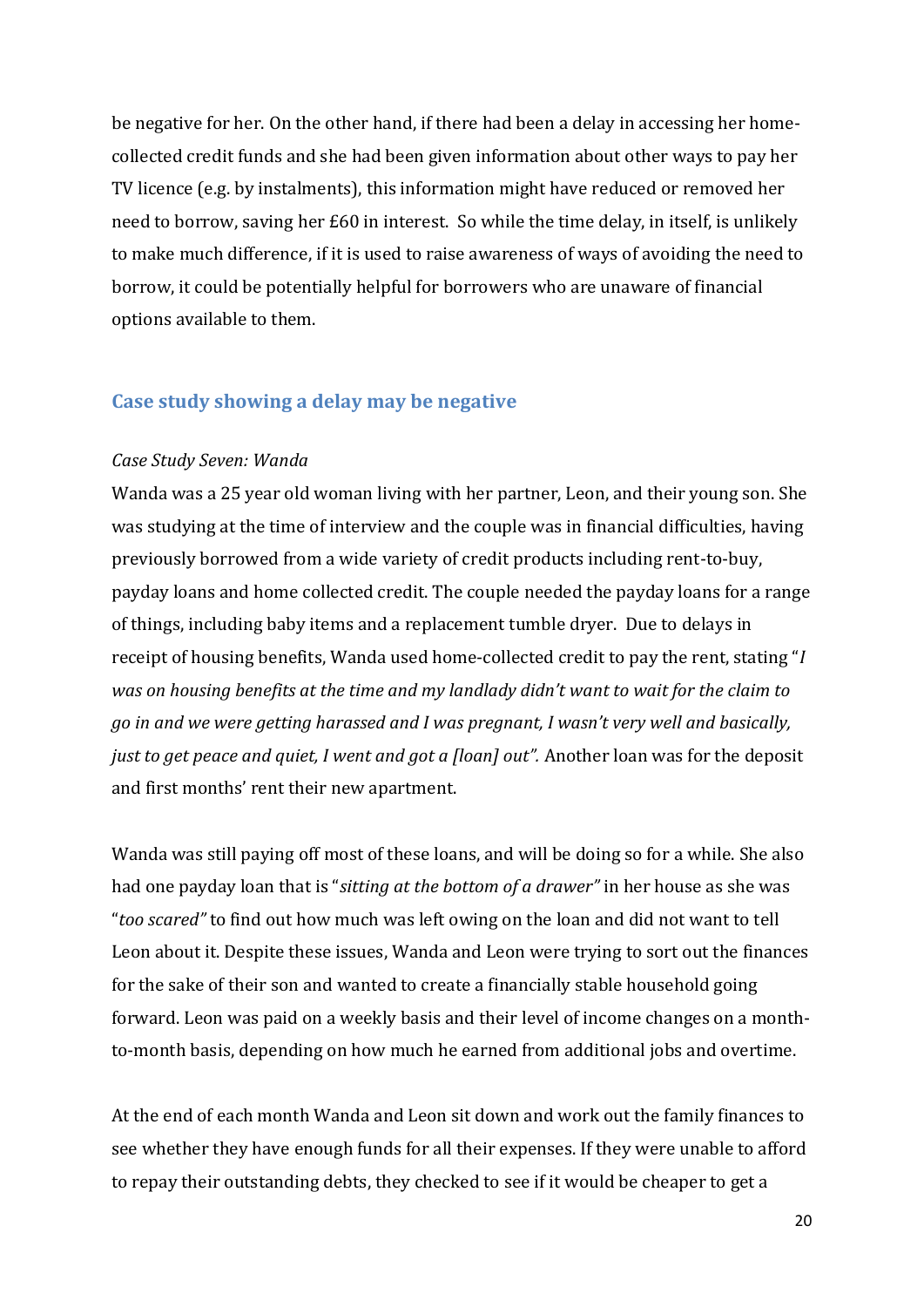be negative for her. On the other hand, if there had been a delay in accessing her home-collected credit funds and she had been given information about other ways to pay her TV licence (e.g. by instalments), this information might have reduced or removed her need to borrow, saving her £60 in interest. So while the time delay, in itself, is unlikely to make much difference, if it is used to raise awareness of ways of avoiding the need to borrow, it could be potentially helpful for borrowers who are unaware of financial options available to them.

### Case study showing a delay may be negative

*Case Study Seven: Wanda*

Wanda was a 25 year old woman living with her partner, Leon, and their young son. She was studying at the time of interview and the couple was in financial difficulties, having previously borrowed from a wide variety of credit products including rent-to-buy, payday loans and home collected credit. The couple needed the payday loans for a range of things, including baby items and a replacement tumble dryer. Due to delays in receipt of housing benefits, Wanda used home-collected credit to pay the rent, stating "*I was on housing benefits at the time and my landlady didn't want to wait for the claim to go in and we were getting harassed and I was pregnant, I wasn't very well and basically, just to get peace and quiet, I went and got a [loan] out".* Another loan was for the deposit and first months' rent their new apartment.

Wanda was still paying off most of these loans, and will be doing so for a while. She also had one payday loan that is "*sitting at the bottom of a drawer"* in her house as she was "*too scared"* to find out how much was left owing on the loan and did not want to tell Leon about it. Despite these issues, Wanda and Leon were trying to sort out the finances for the sake of their son and wanted to create a financially stable household going forward. Leon was paid on a weekly basis and their level of income changes on a month-to-month basis, depending on how much he earned from additional jobs and overtime.

At the end of each month Wanda and Leon sit down and work out the family finances to see whether they have enough funds for all their expenses. If they were unable to afford to repay their outstanding debts, they checked to see if it would be cheaper to get a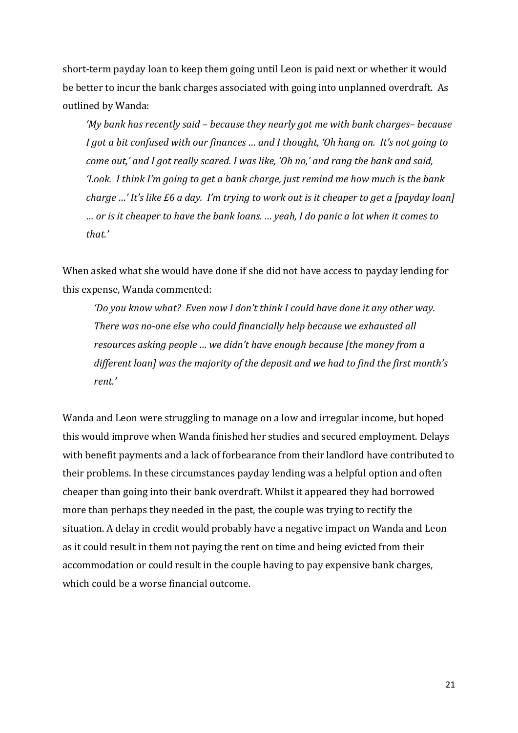short-term payday loan to keep them going until Leon is paid next or whether it would be better to incur the bank charges associated with going into unplanned overdraft. As outlined by Wanda:

> *'My bank has recently said – because they nearly got me with bank charges– because I got a bit confused with our finances … and I thought, 'Oh hang on. It's not going to come out,' and I got really scared. I was like, 'Oh no,' and rang the bank and said, 'Look. I think I'm going to get a bank charge, just remind me how much is the bank charge …' It's like £6 a day. I'm trying to work out is it cheaper to get a [payday loan] … or is it cheaper to have the bank loans. … yeah, I do panic a lot when it comes to that.'*

When asked what she would have done if she did not have access to payday lending for this expense, Wanda commented:

> *'Do you know what? Even now I don't think I could have done it any other way. There was no-one else who could financially help because we exhausted all resources asking people … we didn't have enough because [the money from a different loan] was the majority of the deposit and we had to find the first month's rent.'*

Wanda and Leon were struggling to manage on a low and irregular income, but hoped this would improve when Wanda finished her studies and secured employment. Delays with benefit payments and a lack of forbearance from their landlord have contributed to their problems. In these circumstances payday lending was a helpful option and often cheaper than going into their bank overdraft. Whilst it appeared they had borrowed more than perhaps they needed in the past, the couple was trying to rectify the situation. A delay in credit would probably have a negative impact on Wanda and Leon as it could result in them not paying the rent on time and being evicted from their accommodation or could result in the couple having to pay expensive bank charges, which could be a worse financial outcome.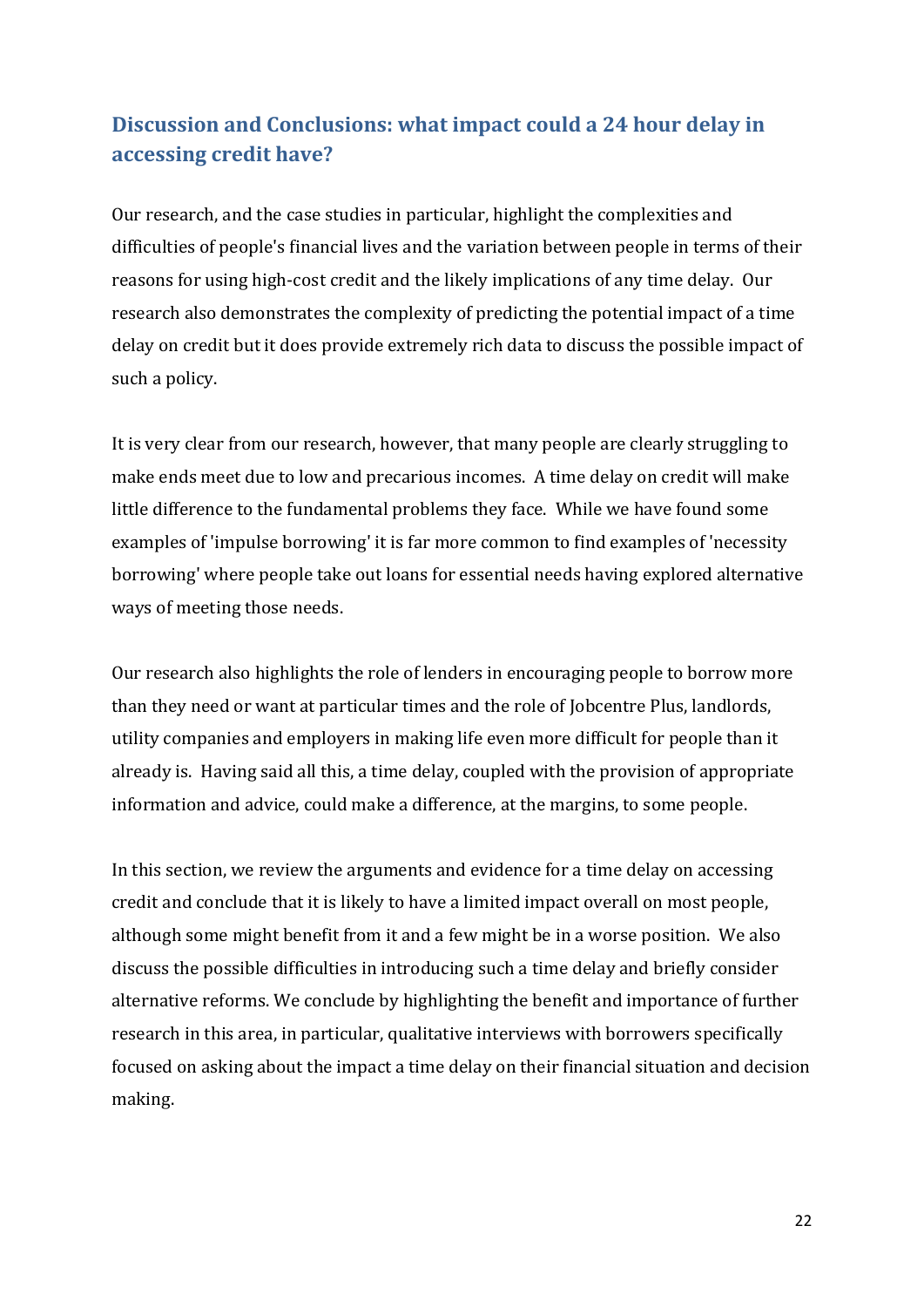## Discussion and Conclusions: what impact could a 24 hour delay in accessing credit have?

Our research, and the case studies in particular, highlight the complexities and difficulties of people's financial lives and the variation between people in terms of their reasons for using high-cost credit and the likely implications of any time delay. Our research also demonstrates the complexity of predicting the potential impact of a time delay on credit but it does provide extremely rich data to discuss the possible impact of such a policy.

It is very clear from our research, however, that many people are clearly struggling to make ends meet due to low and precarious incomes. A time delay on credit will make little difference to the fundamental problems they face. While we have found some examples of 'impulse borrowing' it is far more common to find examples of 'necessity borrowing' where people take out loans for essential needs having explored alternative ways of meeting those needs.

Our research also highlights the role of lenders in encouraging people to borrow more than they need or want at particular times and the role of Jobcentre Plus, landlords, utility companies and employers in making life even more difficult for people than it already is. Having said all this, a time delay, coupled with the provision of appropriate information and advice, could make a difference, at the margins, to some people.

In this section, we review the arguments and evidence for a time delay on accessing credit and conclude that it is likely to have a limited impact overall on most people, although some might benefit from it and a few might be in a worse position. We also discuss the possible difficulties in introducing such a time delay and briefly consider alternative reforms. We conclude by highlighting the benefit and importance of further research in this area, in particular, qualitative interviews with borrowers specifically focused on asking about the impact a time delay on their financial situation and decision making.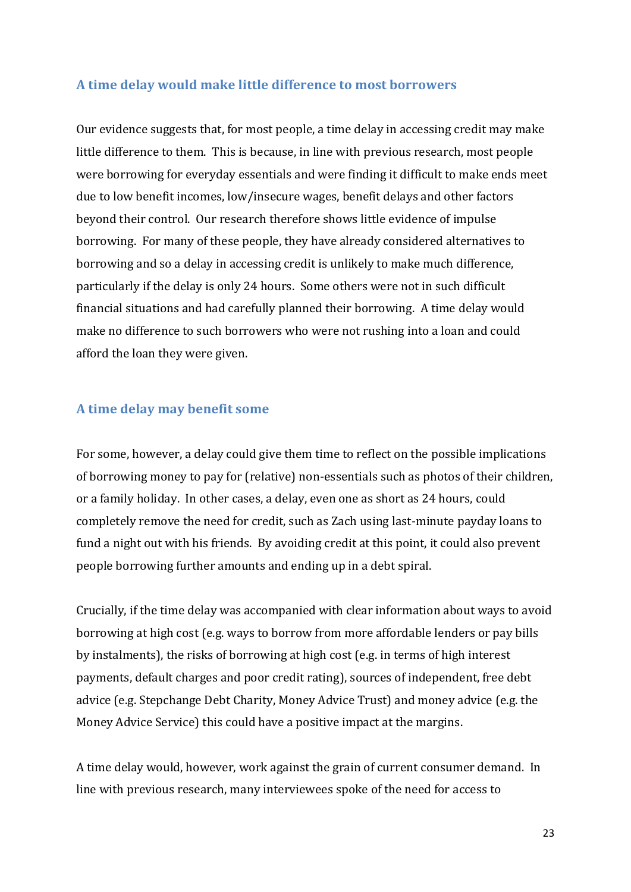## A time delay would make little difference to most borrowers

Our evidence suggests that, for most people, a time delay in accessing credit may make little difference to them. This is because, in line with previous research, most people were borrowing for everyday essentials and were finding it difficult to make ends meet due to low benefit incomes, low/insecure wages, benefit delays and other factors beyond their control. Our research therefore shows little evidence of impulse borrowing. For many of these people, they have already considered alternatives to borrowing and so a delay in accessing credit is unlikely to make much difference, particularly if the delay is only 24 hours. Some others were not in such difficult financial situations and had carefully planned their borrowing. A time delay would make no difference to such borrowers who were not rushing into a loan and could afford the loan they were given.

## A time delay may benefit some

For some, however, a delay could give them time to reflect on the possible implications of borrowing money to pay for (relative) non-essentials such as photos of their children, or a family holiday. In other cases, a delay, even one as short as 24 hours, could completely remove the need for credit, such as Zach using last-minute payday loans to fund a night out with his friends. By avoiding credit at this point, it could also prevent people borrowing further amounts and ending up in a debt spiral.

Crucially, if the time delay was accompanied with clear information about ways to avoid borrowing at high cost (e.g. ways to borrow from more affordable lenders or pay bills by instalments), the risks of borrowing at high cost (e.g. in terms of high interest payments, default charges and poor credit rating), sources of independent, free debt advice (e.g. Stepchange Debt Charity, Money Advice Trust) and money advice (e.g. the Money Advice Service) this could have a positive impact at the margins.

A time delay would, however, work against the grain of current consumer demand. In line with previous research, many interviewees spoke of the need for access to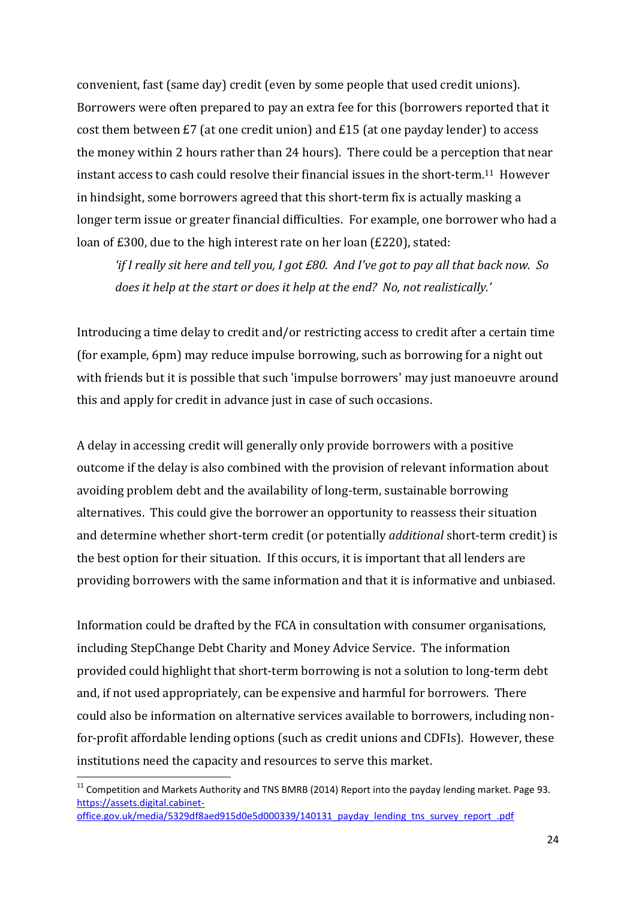convenient, fast (same day) credit (even by some people that used credit unions). Borrowers were often prepared to pay an extra fee for this (borrowers reported that it cost them between £7 (at one credit union) and £15 (at one payday lender) to access the money within 2 hours rather than 24 hours). There could be a perception that near instant access to cash could resolve their financial issues in the short-term.[11] However in hindsight, some borrowers agreed that this short-term fix is actually masking a longer term issue or greater financial difficulties. For example, one borrower who had a loan of £300, due to the high interest rate on her loan (£220), stated:

> *'if I really sit here and tell you, I got £80. And I've got to pay all that back now. So does it help at the start or does it help at the end? No, not realistically.'*

Introducing a time delay to credit and/or restricting access to credit after a certain time (for example, 6pm) may reduce impulse borrowing, such as borrowing for a night out with friends but it is possible that such 'impulse borrowers' may just manoeuvre around this and apply for credit in advance just in case of such occasions.

A delay in accessing credit will generally only provide borrowers with a positive outcome if the delay is also combined with the provision of relevant information about avoiding problem debt and the availability of long-term, sustainable borrowing alternatives. This could give the borrower an opportunity to reassess their situation and determine whether short-term credit (or potentially *additional* short-term credit) is the best option for their situation. If this occurs, it is important that all lenders are providing borrowers with the same information and that it is informative and unbiased.

Information could be drafted by the FCA in consultation with consumer organisations, including StepChange Debt Charity and Money Advice Service. The information provided could highlight that short-term borrowing is not a solution to long-term debt and, if not used appropriately, can be expensive and harmful for borrowers. There could also be information on alternative services available to borrowers, including non-for-profit affordable lending options (such as credit unions and CDFIs). However, these institutions need the capacity and resources to serve this market.

---

[11] Competition and Markets Authority and TNS BMRB (2014) Report into the payday lending market. Page 93. https://assets.digital.cabinet-office.gov.uk/media/5329df8aed915d0e5d000339/140131_payday_lending_tns_survey_report_.pdf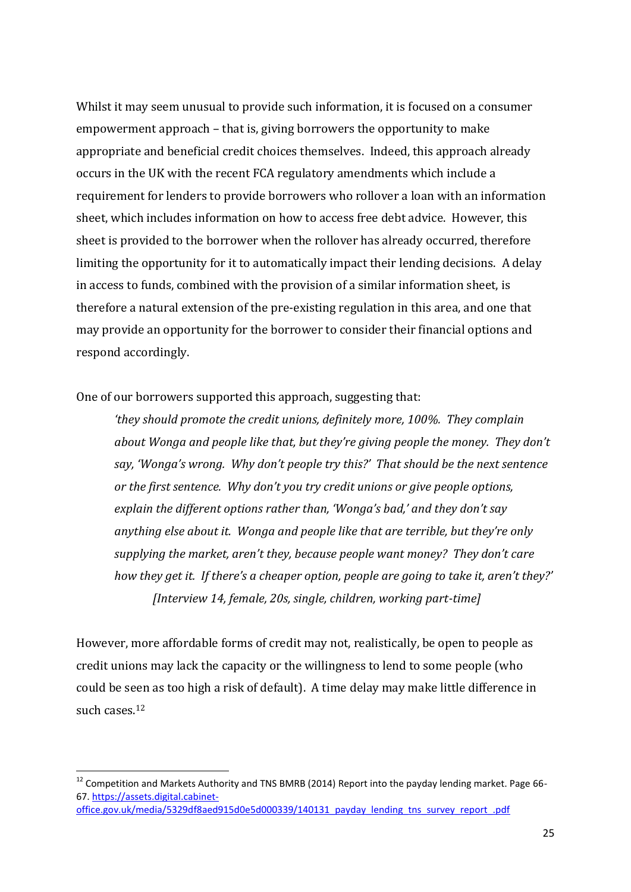Whilst it may seem unusual to provide such information, it is focused on a consumer empowerment approach – that is, giving borrowers the opportunity to make appropriate and beneficial credit choices themselves. Indeed, this approach already occurs in the UK with the recent FCA regulatory amendments which include a requirement for lenders to provide borrowers who rollover a loan with an information sheet, which includes information on how to access free debt advice. However, this sheet is provided to the borrower when the rollover has already occurred, therefore limiting the opportunity for it to automatically impact their lending decisions. A delay in access to funds, combined with the provision of a similar information sheet, is therefore a natural extension of the pre-existing regulation in this area, and one that may provide an opportunity for the borrower to consider their financial options and respond accordingly.

One of our borrowers supported this approach, suggesting that:

> *'they should promote the credit unions, definitely more, 100%. They complain about Wonga and people like that, but they're giving people the money. They don't say, 'Wonga's wrong. Why don't people try this?' That should be the next sentence or the first sentence. Why don't you try credit unions or give people options, explain the different options rather than, 'Wonga's bad,' and they don't say anything else about it. Wonga and people like that are terrible, but they're only supplying the market, aren't they, because people want money? They don't care how they get it. If there's a cheaper option, people are going to take it, aren't they?'*
>
> *[Interview 14, female, 20s, single, children, working part-time]*

However, more affordable forms of credit may not, realistically, be open to people as credit unions may lack the capacity or the willingness to lend to some people (who could be seen as too high a risk of default). A time delay may make little difference in such cases.[12]

---

[12] Competition and Markets Authority and TNS BMRB (2014) Report into the payday lending market. Page 66-67. https://assets.digital.cabinet-office.gov.uk/media/5329df8aed915d0e5d000339/140131_payday_lending_tns_survey_report_.pdf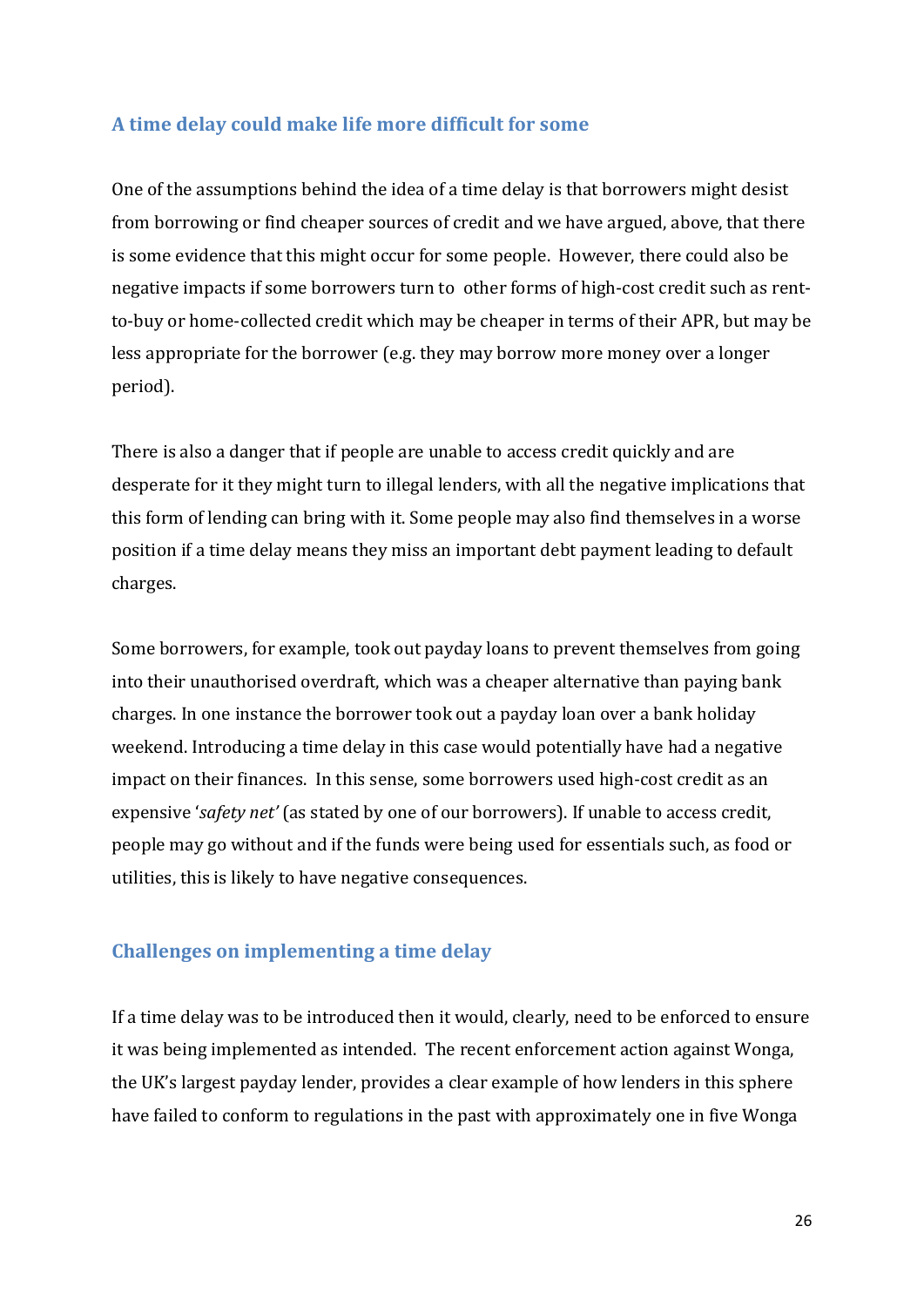## A time delay could make life more difficult for some

One of the assumptions behind the idea of a time delay is that borrowers might desist from borrowing or find cheaper sources of credit and we have argued, above, that there is some evidence that this might occur for some people. However, there could also be negative impacts if some borrowers turn to other forms of high-cost credit such as rent-to-buy or home-collected credit which may be cheaper in terms of their APR, but may be less appropriate for the borrower (e.g. they may borrow more money over a longer period).

There is also a danger that if people are unable to access credit quickly and are desperate for it they might turn to illegal lenders, with all the negative implications that this form of lending can bring with it. Some people may also find themselves in a worse position if a time delay means they miss an important debt payment leading to default charges.

Some borrowers, for example, took out payday loans to prevent themselves from going into their unauthorised overdraft, which was a cheaper alternative than paying bank charges. In one instance the borrower took out a payday loan over a bank holiday weekend. Introducing a time delay in this case would potentially have had a negative impact on their finances. In this sense, some borrowers used high-cost credit as an expensive '*safety net'* (as stated by one of our borrowers). If unable to access credit, people may go without and if the funds were being used for essentials such, as food or utilities, this is likely to have negative consequences.

## Challenges on implementing a time delay

If a time delay was to be introduced then it would, clearly, need to be enforced to ensure it was being implemented as intended. The recent enforcement action against Wonga, the UK's largest payday lender, provides a clear example of how lenders in this sphere have failed to conform to regulations in the past with approximately one in five Wonga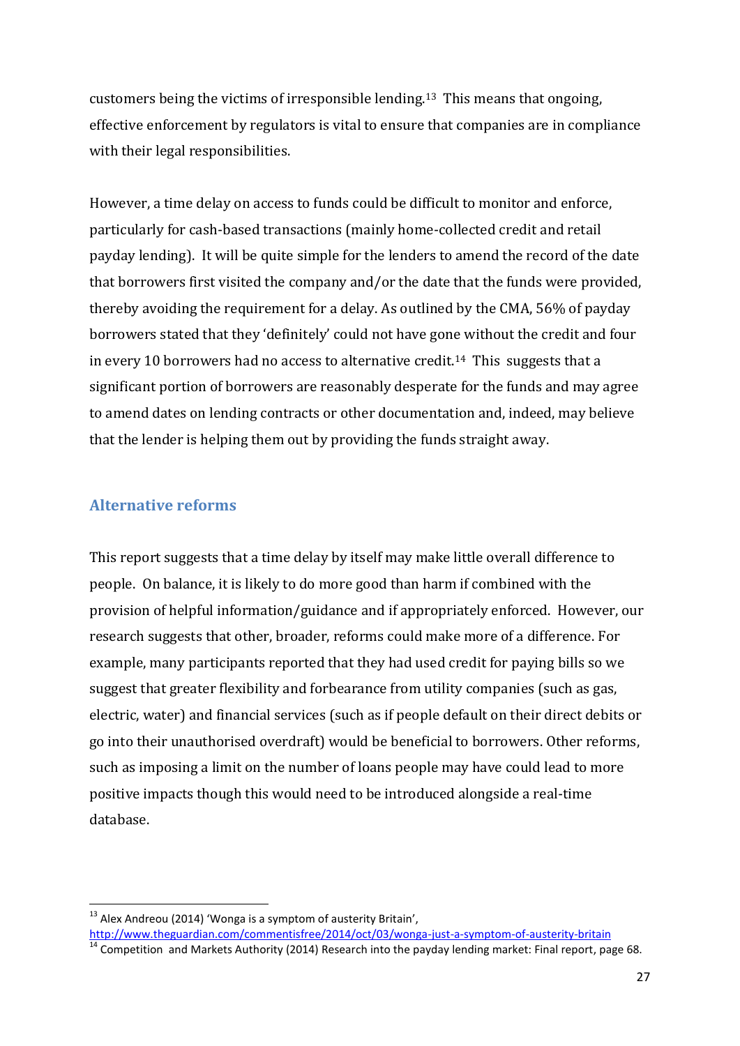customers being the victims of irresponsible lending.[13] This means that ongoing, effective enforcement by regulators is vital to ensure that companies are in compliance with their legal responsibilities.

However, a time delay on access to funds could be difficult to monitor and enforce, particularly for cash-based transactions (mainly home-collected credit and retail payday lending). It will be quite simple for the lenders to amend the record of the date that borrowers first visited the company and/or the date that the funds were provided, thereby avoiding the requirement for a delay. As outlined by the CMA, 56% of payday borrowers stated that they 'definitely' could not have gone without the credit and four in every 10 borrowers had no access to alternative credit.[14] This suggests that a significant portion of borrowers are reasonably desperate for the funds and may agree to amend dates on lending contracts or other documentation and, indeed, may believe that the lender is helping them out by providing the funds straight away.

## Alternative reforms

This report suggests that a time delay by itself may make little overall difference to people. On balance, it is likely to do more good than harm if combined with the provision of helpful information/guidance and if appropriately enforced. However, our research suggests that other, broader, reforms could make more of a difference. For example, many participants reported that they had used credit for paying bills so we suggest that greater flexibility and forbearance from utility companies (such as gas, electric, water) and financial services (such as if people default on their direct debits or go into their unauthorised overdraft) would be beneficial to borrowers. Other reforms, such as imposing a limit on the number of loans people may have could lead to more positive impacts though this would need to be introduced alongside a real-time database.

---

[13] Alex Andreou (2014) 'Wonga is a symptom of austerity Britain', http://www.theguardian.com/commentisfree/2014/oct/03/wonga-just-a-symptom-of-austerity-britain

[14] Competition and Markets Authority (2014) Research into the payday lending market: Final report, page 68.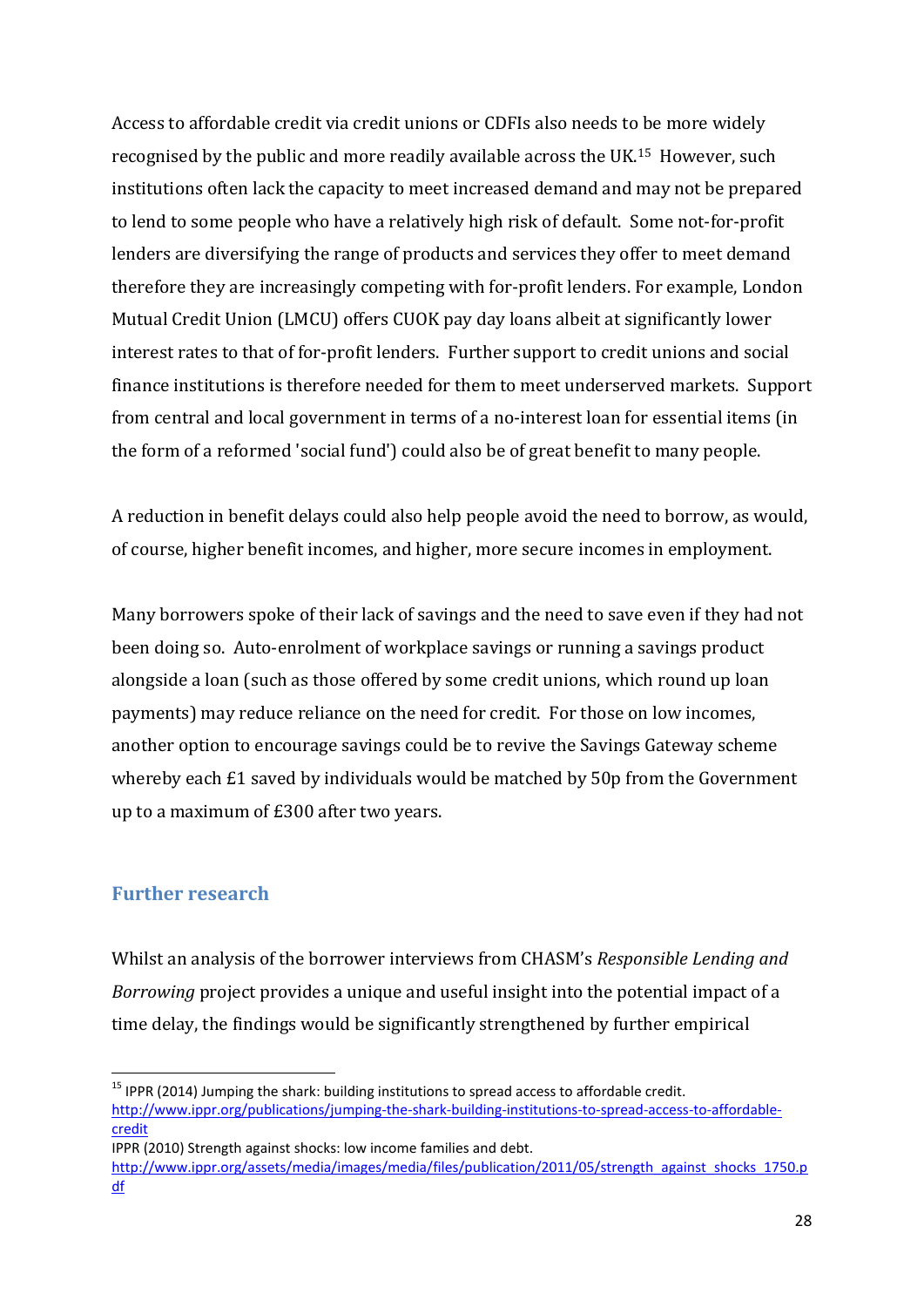Access to affordable credit via credit unions or CDFIs also needs to be more widely recognised by the public and more readily available across the UK.[15] However, such institutions often lack the capacity to meet increased demand and may not be prepared to lend to some people who have a relatively high risk of default. Some not-for-profit lenders are diversifying the range of products and services they offer to meet demand therefore they are increasingly competing with for-profit lenders. For example, London Mutual Credit Union (LMCU) offers CUOK pay day loans albeit at significantly lower interest rates to that of for-profit lenders. Further support to credit unions and social finance institutions is therefore needed for them to meet underserved markets. Support from central and local government in terms of a no-interest loan for essential items (in the form of a reformed 'social fund') could also be of great benefit to many people.

A reduction in benefit delays could also help people avoid the need to borrow, as would, of course, higher benefit incomes, and higher, more secure incomes in employment.

Many borrowers spoke of their lack of savings and the need to save even if they had not been doing so. Auto-enrolment of workplace savings or running a savings product alongside a loan (such as those offered by some credit unions, which round up loan payments) may reduce reliance on the need for credit. For those on low incomes, another option to encourage savings could be to revive the Savings Gateway scheme whereby each £1 saved by individuals would be matched by 50p from the Government up to a maximum of £300 after two years.

## Further research

Whilst an analysis of the borrower interviews from CHASM's *Responsible Lending and Borrowing* project provides a unique and useful insight into the potential impact of a time delay, the findings would be significantly strengthened by further empirical

---

[15] IPPR (2014) Jumping the shark: building institutions to spread access to affordable credit. http://www.ippr.org/publications/jumping-the-shark-building-institutions-to-spread-access-to-affordable-credit
IPPR (2010) Strength against shocks: low income families and debt. http://www.ippr.org/assets/media/images/media/files/publication/2011/05/strength_against_shocks_1750.pdf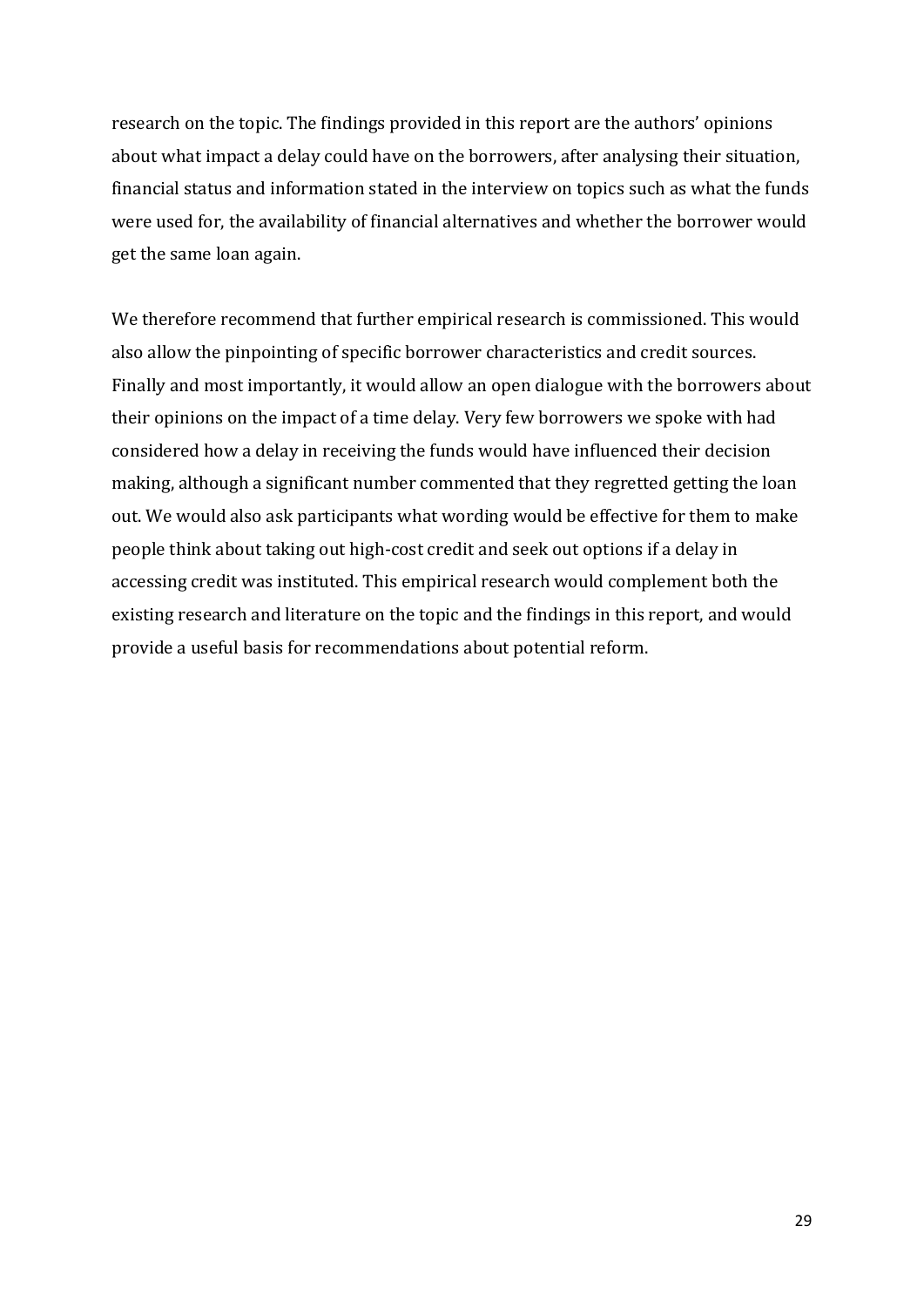research on the topic. The findings provided in this report are the authors' opinions about what impact a delay could have on the borrowers, after analysing their situation, financial status and information stated in the interview on topics such as what the funds were used for, the availability of financial alternatives and whether the borrower would get the same loan again.

We therefore recommend that further empirical research is commissioned. This would also allow the pinpointing of specific borrower characteristics and credit sources. Finally and most importantly, it would allow an open dialogue with the borrowers about their opinions on the impact of a time delay. Very few borrowers we spoke with had considered how a delay in receiving the funds would have influenced their decision making, although a significant number commented that they regretted getting the loan out. We would also ask participants what wording would be effective for them to make people think about taking out high-cost credit and seek out options if a delay in accessing credit was instituted. This empirical research would complement both the existing research and literature on the topic and the findings in this report, and would provide a useful basis for recommendations about potential reform.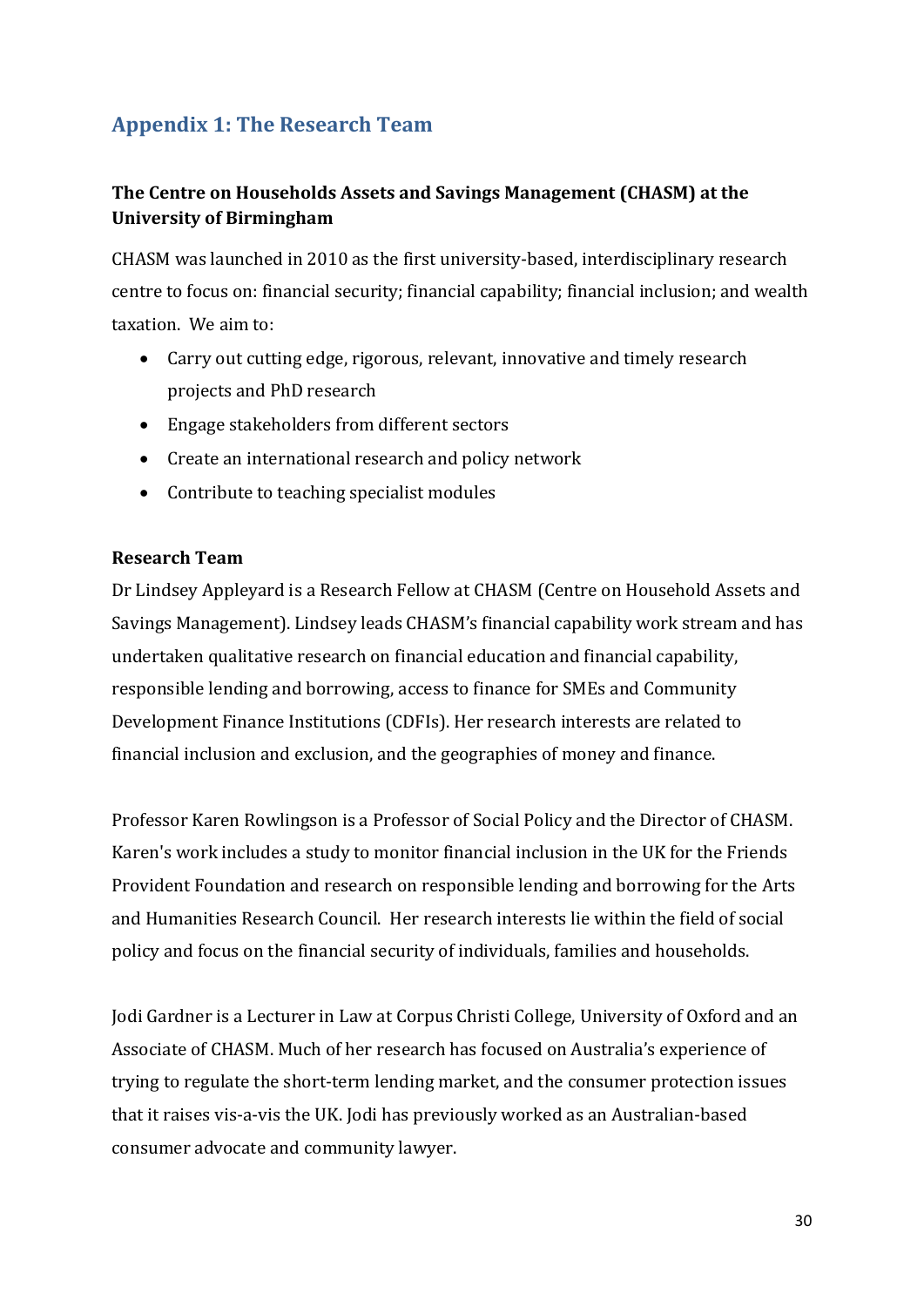## Appendix 1: The Research Team

### The Centre on Households Assets and Savings Management (CHASM) at the University of Birmingham

CHASM was launched in 2010 as the first university-based, interdisciplinary research centre to focus on: financial security; financial capability; financial inclusion; and wealth taxation. We aim to:

- Carry out cutting edge, rigorous, relevant, innovative and timely research projects and PhD research
- Engage stakeholders from different sectors
- Create an international research and policy network
- Contribute to teaching specialist modules

### Research Team

Dr Lindsey Appleyard is a Research Fellow at CHASM (Centre on Household Assets and Savings Management). Lindsey leads CHASM's financial capability work stream and has undertaken qualitative research on financial education and financial capability, responsible lending and borrowing, access to finance for SMEs and Community Development Finance Institutions (CDFIs). Her research interests are related to financial inclusion and exclusion, and the geographies of money and finance.

Professor Karen Rowlingson is a Professor of Social Policy and the Director of CHASM. Karen's work includes a study to monitor financial inclusion in the UK for the Friends Provident Foundation and research on responsible lending and borrowing for the Arts and Humanities Research Council. Her research interests lie within the field of social policy and focus on the financial security of individuals, families and households.

Jodi Gardner is a Lecturer in Law at Corpus Christi College, University of Oxford and an Associate of CHASM. Much of her research has focused on Australia's experience of trying to regulate the short-term lending market, and the consumer protection issues that it raises vis-a-vis the UK. Jodi has previously worked as an Australian-based consumer advocate and community lawyer.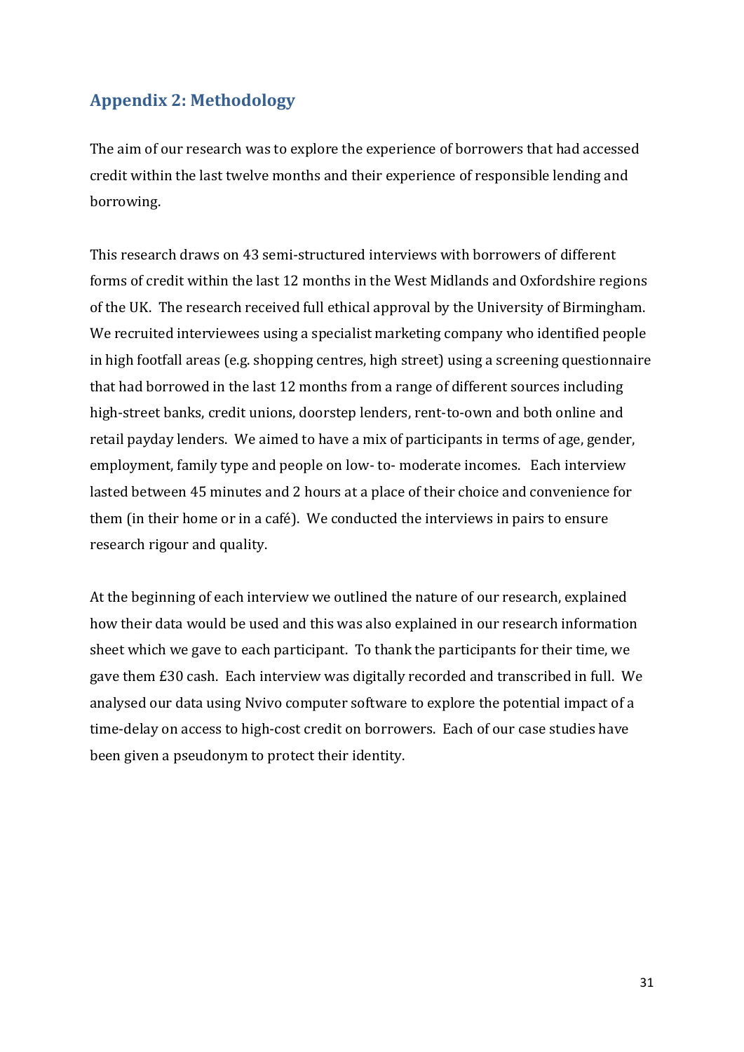## Appendix 2: Methodology

The aim of our research was to explore the experience of borrowers that had accessed credit within the last twelve months and their experience of responsible lending and borrowing.

This research draws on 43 semi-structured interviews with borrowers of different forms of credit within the last 12 months in the West Midlands and Oxfordshire regions of the UK. The research received full ethical approval by the University of Birmingham. We recruited interviewees using a specialist marketing company who identified people in high footfall areas (e.g. shopping centres, high street) using a screening questionnaire that had borrowed in the last 12 months from a range of different sources including high-street banks, credit unions, doorstep lenders, rent-to-own and both online and retail payday lenders. We aimed to have a mix of participants in terms of age, gender, employment, family type and people on low- to- moderate incomes. Each interview lasted between 45 minutes and 2 hours at a place of their choice and convenience for them (in their home or in a café). We conducted the interviews in pairs to ensure research rigour and quality.

At the beginning of each interview we outlined the nature of our research, explained how their data would be used and this was also explained in our research information sheet which we gave to each participant. To thank the participants for their time, we gave them £30 cash. Each interview was digitally recorded and transcribed in full. We analysed our data using Nvivo computer software to explore the potential impact of a time-delay on access to high-cost credit on borrowers. Each of our case studies have been given a pseudonym to protect their identity.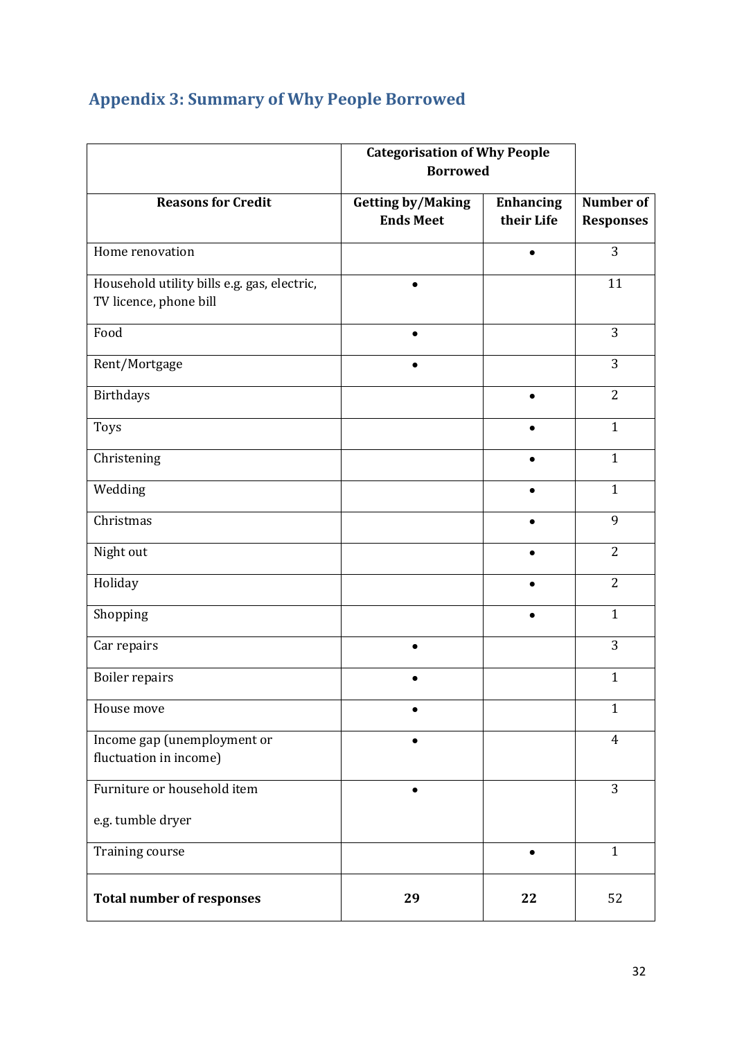## Appendix 3: Summary of Why People Borrowed

| | Categorisation of Why People Borrowed | | |
|---|---|---|---|
| **Reasons for Credit** | **Getting by/Making Ends Meet** | **Enhancing their Life** | **Number of Responses** |
| Home renovation | | • | 3 |
| Household utility bills e.g. gas, electric, TV licence, phone bill | • | | 11 |
| Food | • | | 3 |
| Rent/Mortgage | • | | 3 |
| Birthdays | | • | 2 |
| Toys | | • | 1 |
| Christening | | • | 1 |
| Wedding | | • | 1 |
| Christmas | | • | 9 |
| Night out | | • | 2 |
| Holiday | | • | 2 |
| Shopping | | • | 1 |
| Car repairs | • | | 3 |
| Boiler repairs | • | | 1 |
| House move | • | | 1 |
| Income gap (unemployment or fluctuation in income) | • | | 4 |
| Furniture or household item e.g. tumble dryer | • | | 3 |
| Training course | | • | 1 |
| **Total number of responses** | **29** | **22** | 52 |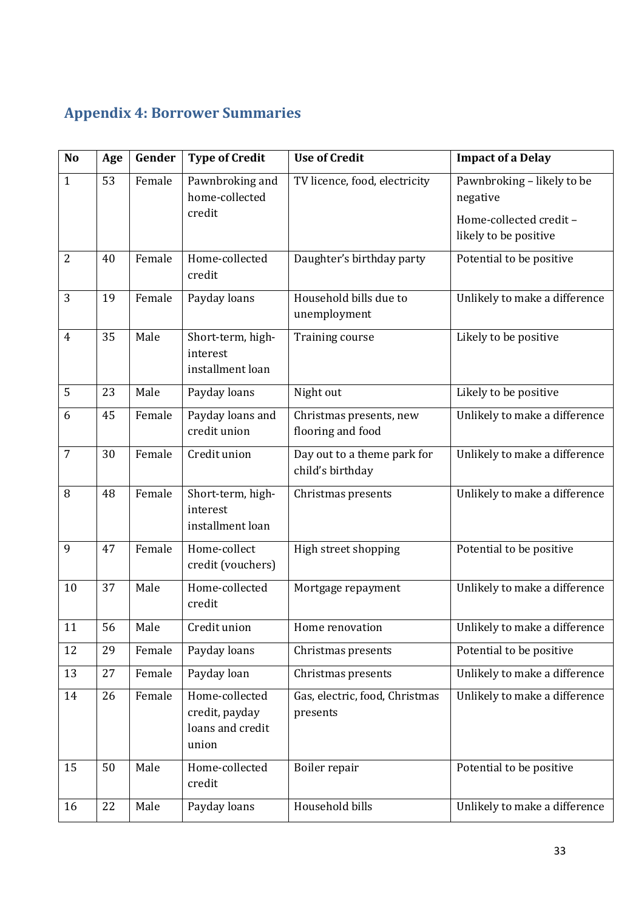## Appendix 4: Borrower Summaries

| No | Age | Gender | Type of Credit | Use of Credit | Impact of a Delay |
|---|---|---|---|---|---|
| 1 | 53 | Female | Pawnbroking and home-collected credit | TV licence, food, electricity | Pawnbroking – likely to be negative<br><br>Home-collected credit – likely to be positive |
| 2 | 40 | Female | Home-collected credit | Daughter's birthday party | Potential to be positive |
| 3 | 19 | Female | Payday loans | Household bills due to unemployment | Unlikely to make a difference |
| 4 | 35 | Male | Short-term, high-interest installment loan | Training course | Likely to be positive |
| 5 | 23 | Male | Payday loans | Night out | Likely to be positive |
| 6 | 45 | Female | Payday loans and credit union | Christmas presents, new flooring and food | Unlikely to make a difference |
| 7 | 30 | Female | Credit union | Day out to a theme park for child's birthday | Unlikely to make a difference |
| 8 | 48 | Female | Short-term, high-interest installment loan | Christmas presents | Unlikely to make a difference |
| 9 | 47 | Female | Home-collect credit (vouchers) | High street shopping | Potential to be positive |
| 10 | 37 | Male | Home-collected credit | Mortgage repayment | Unlikely to make a difference |
| 11 | 56 | Male | Credit union | Home renovation | Unlikely to make a difference |
| 12 | 29 | Female | Payday loans | Christmas presents | Potential to be positive |
| 13 | 27 | Female | Payday loan | Christmas presents | Unlikely to make a difference |
| 14 | 26 | Female | Home-collected credit, payday loans and credit union | Gas, electric, food, Christmas presents | Unlikely to make a difference |
| 15 | 50 | Male | Home-collected credit | Boiler repair | Potential to be positive |
| 16 | 22 | Male | Payday loans | Household bills | Unlikely to make a difference |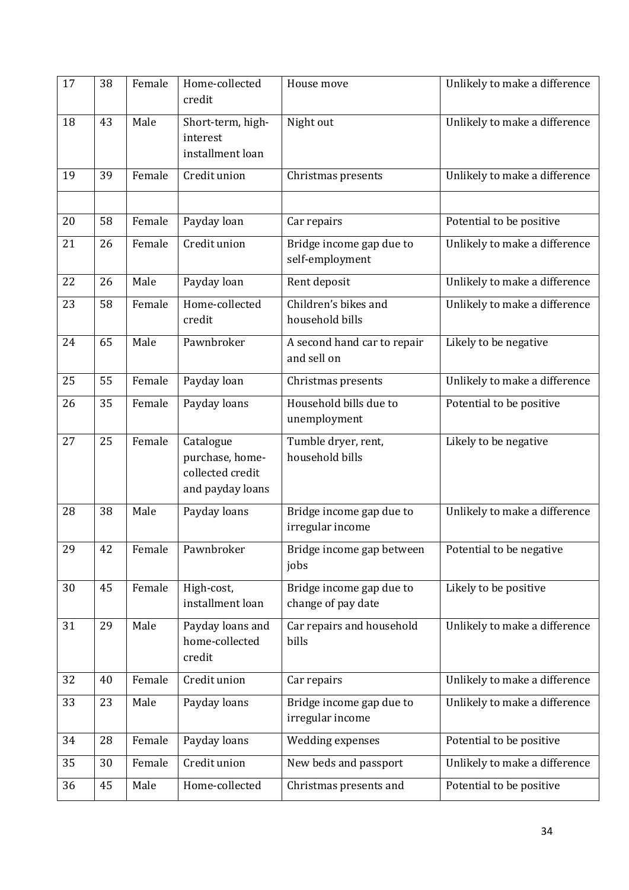| 17 | 38 | Female | Home-collected credit | House move | Unlikely to make a difference |
|---|---|---|---|---|---|
| 18 | 43 | Male | Short-term, high-interest installment loan | Night out | Unlikely to make a difference |
| 19 | 39 | Female | Credit union | Christmas presents | Unlikely to make a difference |
| | | | | | |
| 20 | 58 | Female | Payday loan | Car repairs | Potential to be positive |
| 21 | 26 | Female | Credit union | Bridge income gap due to self-employment | Unlikely to make a difference |
| 22 | 26 | Male | Payday loan | Rent deposit | Unlikely to make a difference |
| 23 | 58 | Female | Home-collected credit | Children's bikes and household bills | Unlikely to make a difference |
| 24 | 65 | Male | Pawnbroker | A second hand car to repair and sell on | Likely to be negative |
| 25 | 55 | Female | Payday loan | Christmas presents | Unlikely to make a difference |
| 26 | 35 | Female | Payday loans | Household bills due to unemployment | Potential to be positive |
| 27 | 25 | Female | Catalogue purchase, home-collected credit and payday loans | Tumble dryer, rent, household bills | Likely to be negative |
| 28 | 38 | Male | Payday loans | Bridge income gap due to irregular income | Unlikely to make a difference |
| 29 | 42 | Female | Pawnbroker | Bridge income gap between jobs | Potential to be negative |
| 30 | 45 | Female | High-cost, installment loan | Bridge income gap due to change of pay date | Likely to be positive |
| 31 | 29 | Male | Payday loans and home-collected credit | Car repairs and household bills | Unlikely to make a difference |
| 32 | 40 | Female | Credit union | Car repairs | Unlikely to make a difference |
| 33 | 23 | Male | Payday loans | Bridge income gap due to irregular income | Unlikely to make a difference |
| 34 | 28 | Female | Payday loans | Wedding expenses | Potential to be positive |
| 35 | 30 | Female | Credit union | New beds and passport | Unlikely to make a difference |
| 36 | 45 | Male | Home-collected | Christmas presents and | Potential to be positive |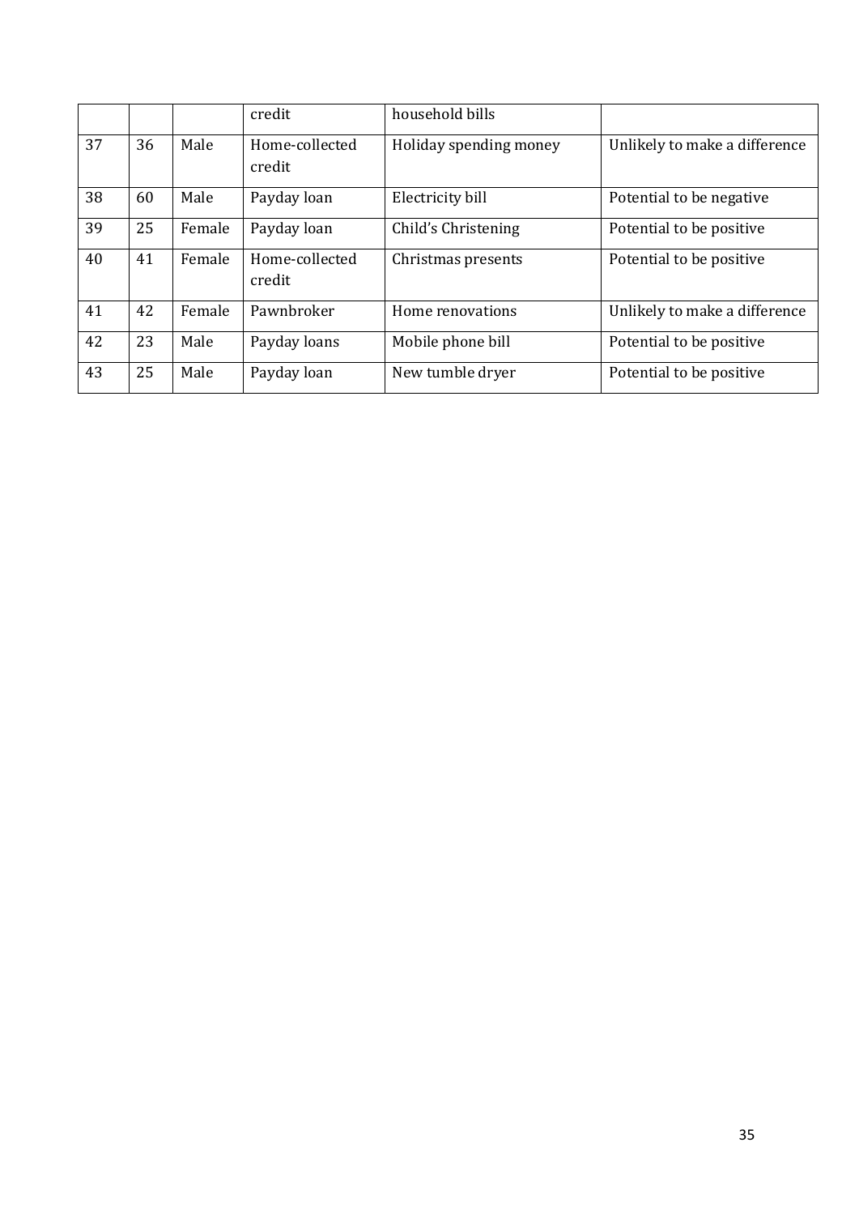| | | | | | |
|---|---|---|---|---|---|
| | | | credit | household bills | |
| 37 | 36 | Male | Home-collected credit | Holiday spending money | Unlikely to make a difference |
| 38 | 60 | Male | Payday loan | Electricity bill | Potential to be negative |
| 39 | 25 | Female | Payday loan | Child's Christening | Potential to be positive |
| 40 | 41 | Female | Home-collected credit | Christmas presents | Potential to be positive |
| 41 | 42 | Female | Pawnbroker | Home renovations | Unlikely to make a difference |
| 42 | 23 | Male | Payday loans | Mobile phone bill | Potential to be positive |
| 43 | 25 | Male | Payday loan | New tumble dryer | Potential to be positive |